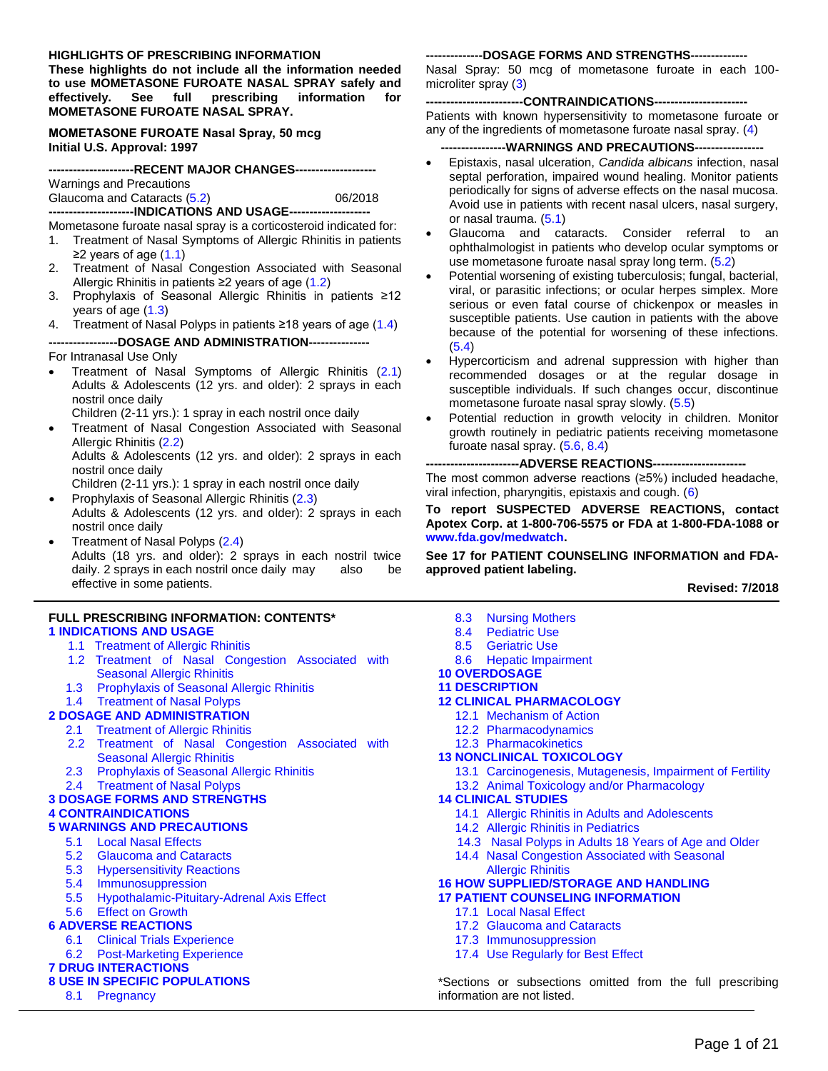**HIGHLIGHTS OF PRESCRIBING INFORMATION**

**These highlights do not include all the information needed to use MOMETASONE FUROATE NASAL SPRAY safely and effectively. See full prescribing information for MOMETASONE FUROATE NASAL SPRAY.**

**MOMETASONE FUROATE Nasal Spray, 50 mcg**
**Initial U.S. Approval: 1997**

**---------------------RECENT MAJOR CHANGES--------------------**

Warnings and Precautions
Glaucoma and Cataracts (5.2) 06/2018

**---------------------INDICATIONS AND USAGE--------------------**

Mometasone furoate nasal spray is a corticosteroid indicated for:

1. Treatment of Nasal Symptoms of Allergic Rhinitis in patients ≥2 years of age (1.1)
2. Treatment of Nasal Congestion Associated with Seasonal Allergic Rhinitis in patients ≥2 years of age (1.2)
3. Prophylaxis of Seasonal Allergic Rhinitis in patients ≥12 years of age (1.3)
4. Treatment of Nasal Polyps in patients ≥18 years of age (1.4)

**-----------------DOSAGE AND ADMINISTRATION---------------**

For Intranasal Use Only

- Treatment of Nasal Symptoms of Allergic Rhinitis (2.1)
  Adults & Adolescents (12 yrs. and older): 2 sprays in each nostril once daily
  Children (2-11 yrs.): 1 spray in each nostril once daily
- Treatment of Nasal Congestion Associated with Seasonal Allergic Rhinitis (2.2)
  Adults & Adolescents (12 yrs. and older): 2 sprays in each nostril once daily
  Children (2-11 yrs.): 1 spray in each nostril once daily
- Prophylaxis of Seasonal Allergic Rhinitis (2.3)
  Adults & Adolescents (12 yrs. and older): 2 sprays in each nostril once daily
- Treatment of Nasal Polyps (2.4)
  Adults (18 yrs. and older): 2 sprays in each nostril twice daily. 2 sprays in each nostril once daily may also be effective in some patients.

**--------------DOSAGE FORMS AND STRENGTHS--------------**

Nasal Spray: 50 mcg of mometasone furoate in each 100-microliter spray (3)

**------------------------CONTRAINDICATIONS-----------------------**

Patients with known hypersensitivity to mometasone furoate or any of the ingredients of mometasone furoate nasal spray. (4)

**----------------WARNINGS AND PRECAUTIONS-----------------**

- Epistaxis, nasal ulceration, *Candida albicans* infection, nasal septal perforation, impaired wound healing. Monitor patients periodically for signs of adverse effects on the nasal mucosa. Avoid use in patients with recent nasal ulcers, nasal surgery, or nasal trauma. (5.1)
- Glaucoma and cataracts. Consider referral to an ophthalmologist in patients who develop ocular symptoms or use mometasone furoate nasal spray long term. (5.2)
- Potential worsening of existing tuberculosis; fungal, bacterial, viral, or parasitic infections; or ocular herpes simplex. More serious or even fatal course of chickenpox or measles in susceptible patients. Use caution in patients with the above because of the potential for worsening of these infections. (5.4)
- Hypercorticism and adrenal suppression with higher than recommended dosages or at the regular dosage in susceptible individuals. If such changes occur, discontinue mometasone furoate nasal spray slowly. (5.5)
- Potential reduction in growth velocity in children. Monitor growth routinely in pediatric patients receiving mometasone furoate nasal spray. (5.6, 8.4)

**-----------------------ADVERSE REACTIONS-----------------------**

The most common adverse reactions (≥5%) included headache, viral infection, pharyngitis, epistaxis and cough. (6)

**To report SUSPECTED ADVERSE REACTIONS, contact Apotex Corp. at 1-800-706-5575 or FDA at 1-800-FDA-1088 or www.fda.gov/medwatch.**

**See 17 for PATIENT COUNSELING INFORMATION and FDA-approved patient labeling.**

**Revised: 7/2018**

---

**FULL PRESCRIBING INFORMATION: CONTENTS***

**1 INDICATIONS AND USAGE**
- 1.1 Treatment of Allergic Rhinitis
- 1.2 Treatment of Nasal Congestion Associated with Seasonal Allergic Rhinitis
- 1.3 Prophylaxis of Seasonal Allergic Rhinitis
- 1.4 Treatment of Nasal Polyps

**2 DOSAGE AND ADMINISTRATION**
- 2.1 Treatment of Allergic Rhinitis
- 2.2 Treatment of Nasal Congestion Associated with Seasonal Allergic Rhinitis
- 2.3 Prophylaxis of Seasonal Allergic Rhinitis
- 2.4 Treatment of Nasal Polyps

**3 DOSAGE FORMS AND STRENGTHS**

**4 CONTRAINDICATIONS**

**5 WARNINGS AND PRECAUTIONS**
- 5.1 Local Nasal Effects
- 5.2 Glaucoma and Cataracts
- 5.3 Hypersensitivity Reactions
- 5.4 Immunosuppression
- 5.5 Hypothalamic-Pituitary-Adrenal Axis Effect
- 5.6 Effect on Growth

**6 ADVERSE REACTIONS**
- 6.1 Clinical Trials Experience
- 6.2 Post-Marketing Experience

**7 DRUG INTERACTIONS**

**8 USE IN SPECIFIC POPULATIONS**
- 8.1 Pregnancy
- 8.3 Nursing Mothers
- 8.4 Pediatric Use
- 8.5 Geriatric Use
- 8.6 Hepatic Impairment

**10 OVERDOSAGE**

**11 DESCRIPTION**

**12 CLINICAL PHARMACOLOGY**
- 12.1 Mechanism of Action
- 12.2 Pharmacodynamics
- 12.3 Pharmacokinetics

**13 NONCLINICAL TOXICOLOGY**
- 13.1 Carcinogenesis, Mutagenesis, Impairment of Fertility
- 13.2 Animal Toxicology and/or Pharmacology

**14 CLINICAL STUDIES**
- 14.1 Allergic Rhinitis in Adults and Adolescents
- 14.2 Allergic Rhinitis in Pediatrics
- 14.3 Nasal Polyps in Adults 18 Years of Age and Older
- 14.4 Nasal Congestion Associated with Seasonal Allergic Rhinitis

**16 HOW SUPPLIED/STORAGE AND HANDLING**

**17 PATIENT COUNSELING INFORMATION**
- 17.1 Local Nasal Effect
- 17.2 Glaucoma and Cataracts
- 17.3 Immunosuppression
- 17.4 Use Regularly for Best Effect

*Sections or subsections omitted from the full prescribing information are not listed.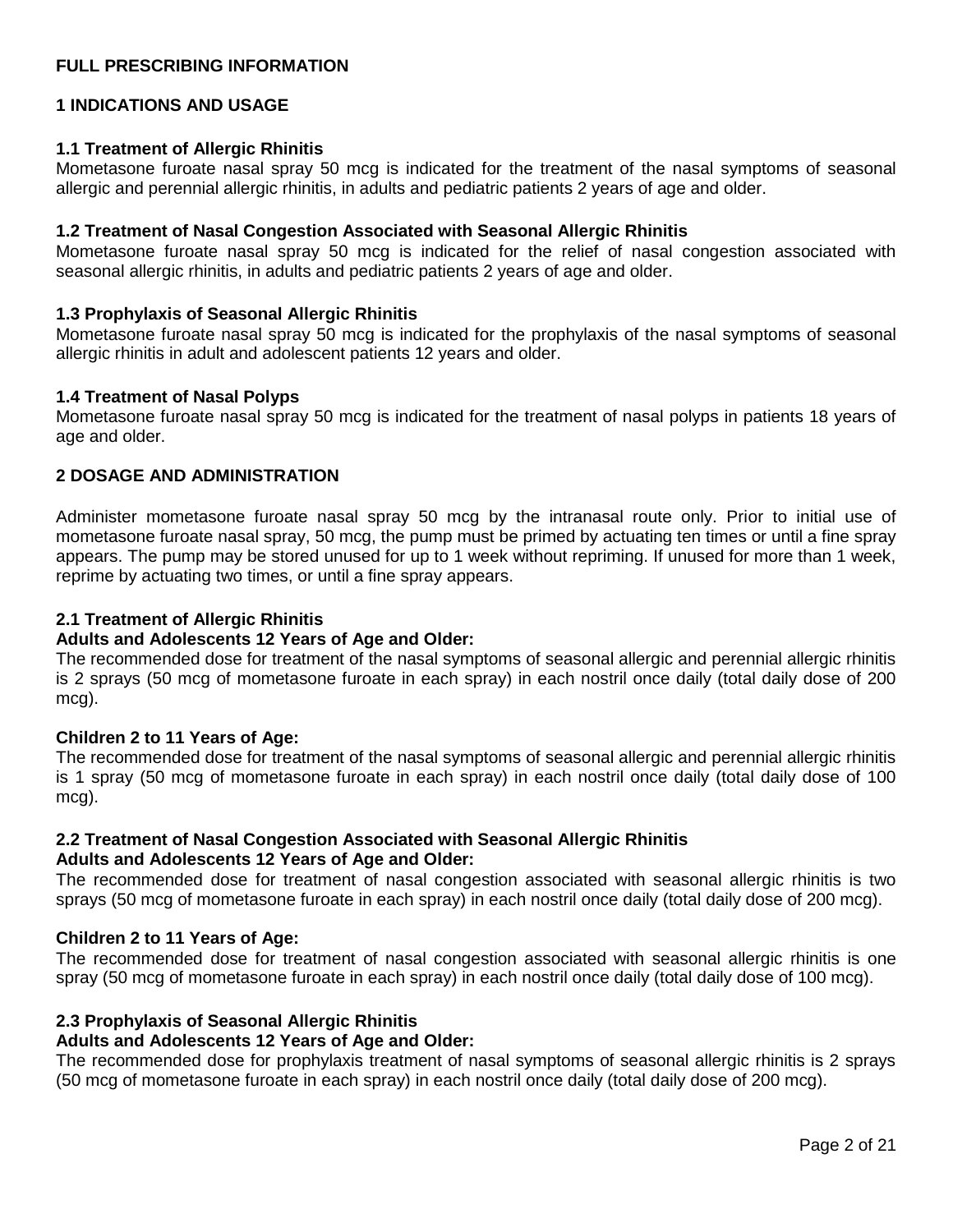# FULL PRESCRIBING INFORMATION

## 1 INDICATIONS AND USAGE

### 1.1 Treatment of Allergic Rhinitis

Mometasone furoate nasal spray 50 mcg is indicated for the treatment of the nasal symptoms of seasonal allergic and perennial allergic rhinitis, in adults and pediatric patients 2 years of age and older.

### 1.2 Treatment of Nasal Congestion Associated with Seasonal Allergic Rhinitis

Mometasone furoate nasal spray 50 mcg is indicated for the relief of nasal congestion associated with seasonal allergic rhinitis, in adults and pediatric patients 2 years of age and older.

### 1.3 Prophylaxis of Seasonal Allergic Rhinitis

Mometasone furoate nasal spray 50 mcg is indicated for the prophylaxis of the nasal symptoms of seasonal allergic rhinitis in adult and adolescent patients 12 years and older.

### 1.4 Treatment of Nasal Polyps

Mometasone furoate nasal spray 50 mcg is indicated for the treatment of nasal polyps in patients 18 years of age and older.

## 2 DOSAGE AND ADMINISTRATION

Administer mometasone furoate nasal spray 50 mcg by the intranasal route only. Prior to initial use of mometasone furoate nasal spray, 50 mcg, the pump must be primed by actuating ten times or until a fine spray appears. The pump may be stored unused for up to 1 week without repriming. If unused for more than 1 week, reprime by actuating two times, or until a fine spray appears.

### 2.1 Treatment of Allergic Rhinitis

**Adults and Adolescents 12 Years of Age and Older:**

The recommended dose for treatment of the nasal symptoms of seasonal allergic and perennial allergic rhinitis is 2 sprays (50 mcg of mometasone furoate in each spray) in each nostril once daily (total daily dose of 200 mcg).

**Children 2 to 11 Years of Age:**

The recommended dose for treatment of the nasal symptoms of seasonal allergic and perennial allergic rhinitis is 1 spray (50 mcg of mometasone furoate in each spray) in each nostril once daily (total daily dose of 100 mcg).

### 2.2 Treatment of Nasal Congestion Associated with Seasonal Allergic Rhinitis

**Adults and Adolescents 12 Years of Age and Older:**

The recommended dose for treatment of nasal congestion associated with seasonal allergic rhinitis is two sprays (50 mcg of mometasone furoate in each spray) in each nostril once daily (total daily dose of 200 mcg).

**Children 2 to 11 Years of Age:**

The recommended dose for treatment of nasal congestion associated with seasonal allergic rhinitis is one spray (50 mcg of mometasone furoate in each spray) in each nostril once daily (total daily dose of 100 mcg).

### 2.3 Prophylaxis of Seasonal Allergic Rhinitis

**Adults and Adolescents 12 Years of Age and Older:**

The recommended dose for prophylaxis treatment of nasal symptoms of seasonal allergic rhinitis is 2 sprays (50 mcg of mometasone furoate in each spray) in each nostril once daily (total daily dose of 200 mcg).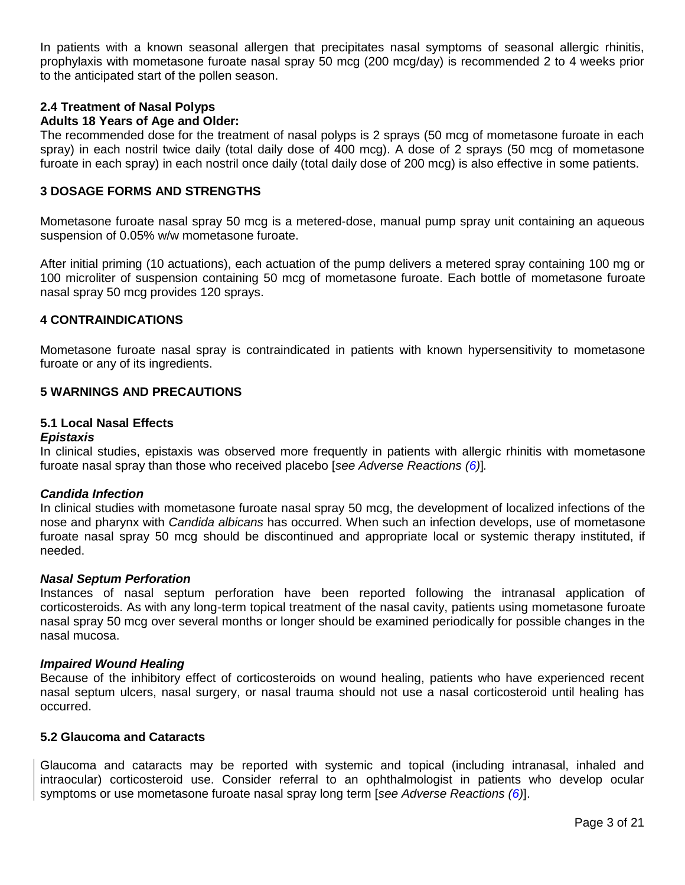In patients with a known seasonal allergen that precipitates nasal symptoms of seasonal allergic rhinitis, prophylaxis with mometasone furoate nasal spray 50 mcg (200 mcg/day) is recommended 2 to 4 weeks prior to the anticipated start of the pollen season.

### 2.4 Treatment of Nasal Polyps

**Adults 18 Years of Age and Older:**

The recommended dose for the treatment of nasal polyps is 2 sprays (50 mcg of mometasone furoate in each spray) in each nostril twice daily (total daily dose of 400 mcg). A dose of 2 sprays (50 mcg of mometasone furoate in each spray) in each nostril once daily (total daily dose of 200 mcg) is also effective in some patients.

## 3 DOSAGE FORMS AND STRENGTHS

Mometasone furoate nasal spray 50 mcg is a metered-dose, manual pump spray unit containing an aqueous suspension of 0.05% w/w mometasone furoate.

After initial priming (10 actuations), each actuation of the pump delivers a metered spray containing 100 mg or 100 microliter of suspension containing 50 mcg of mometasone furoate. Each bottle of mometasone furoate nasal spray 50 mcg provides 120 sprays.

## 4 CONTRAINDICATIONS

Mometasone furoate nasal spray is contraindicated in patients with known hypersensitivity to mometasone furoate or any of its ingredients.

## 5 WARNINGS AND PRECAUTIONS

### 5.1 Local Nasal Effects

***Epistaxis***

In clinical studies, epistaxis was observed more frequently in patients with allergic rhinitis with mometasone furoate nasal spray than those who received placebo [*see Adverse Reactions (6)*].

***Candida Infection***

In clinical studies with mometasone furoate nasal spray 50 mcg, the development of localized infections of the nose and pharynx with *Candida albicans* has occurred. When such an infection develops, use of mometasone furoate nasal spray 50 mcg should be discontinued and appropriate local or systemic therapy instituted, if needed.

***Nasal Septum Perforation***

Instances of nasal septum perforation have been reported following the intranasal application of corticosteroids. As with any long-term topical treatment of the nasal cavity, patients using mometasone furoate nasal spray 50 mcg over several months or longer should be examined periodically for possible changes in the nasal mucosa.

***Impaired Wound Healing***

Because of the inhibitory effect of corticosteroids on wound healing, patients who have experienced recent nasal septum ulcers, nasal surgery, or nasal trauma should not use a nasal corticosteroid until healing has occurred.

### 5.2 Glaucoma and Cataracts

Glaucoma and cataracts may be reported with systemic and topical (including intranasal, inhaled and intraocular) corticosteroid use. Consider referral to an ophthalmologist in patients who develop ocular symptoms or use mometasone furoate nasal spray long term [*see Adverse Reactions (6)*].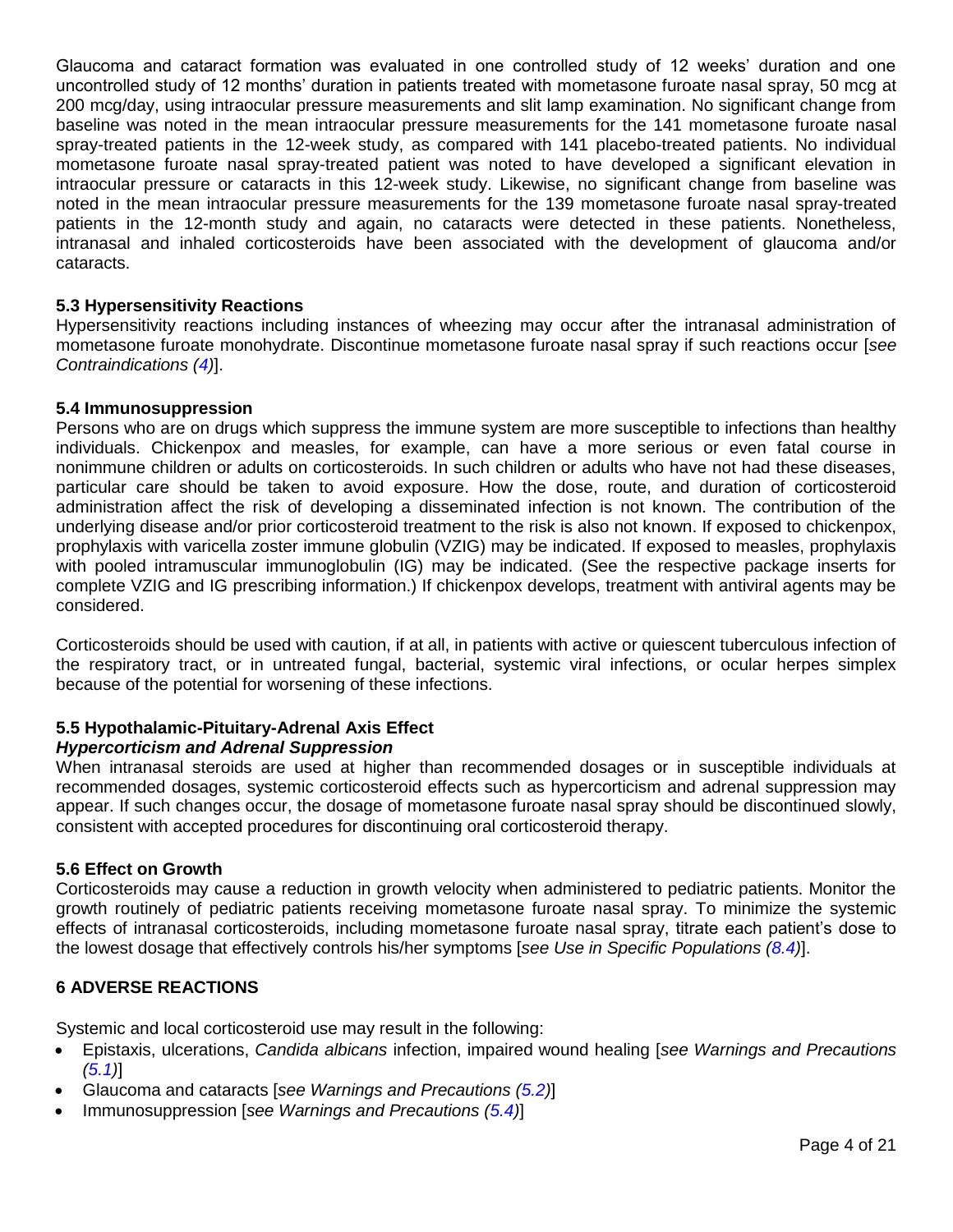Glaucoma and cataract formation was evaluated in one controlled study of 12 weeks' duration and one uncontrolled study of 12 months' duration in patients treated with mometasone furoate nasal spray, 50 mcg at 200 mcg/day, using intraocular pressure measurements and slit lamp examination. No significant change from baseline was noted in the mean intraocular pressure measurements for the 141 mometasone furoate nasal spray-treated patients in the 12-week study, as compared with 141 placebo-treated patients. No individual mometasone furoate nasal spray-treated patient was noted to have developed a significant elevation in intraocular pressure or cataracts in this 12-week study. Likewise, no significant change from baseline was noted in the mean intraocular pressure measurements for the 139 mometasone furoate nasal spray-treated patients in the 12-month study and again, no cataracts were detected in these patients. Nonetheless, intranasal and inhaled corticosteroids have been associated with the development of glaucoma and/or cataracts.

### 5.3 Hypersensitivity Reactions

Hypersensitivity reactions including instances of wheezing may occur after the intranasal administration of mometasone furoate monohydrate. Discontinue mometasone furoate nasal spray if such reactions occur [*see Contraindications (4)*].

### 5.4 Immunosuppression

Persons who are on drugs which suppress the immune system are more susceptible to infections than healthy individuals. Chickenpox and measles, for example, can have a more serious or even fatal course in nonimmune children or adults on corticosteroids. In such children or adults who have not had these diseases, particular care should be taken to avoid exposure. How the dose, route, and duration of corticosteroid administration affect the risk of developing a disseminated infection is not known. The contribution of the underlying disease and/or prior corticosteroid treatment to the risk is also not known. If exposed to chickenpox, prophylaxis with varicella zoster immune globulin (VZIG) may be indicated. If exposed to measles, prophylaxis with pooled intramuscular immunoglobulin (IG) may be indicated. (See the respective package inserts for complete VZIG and IG prescribing information.) If chickenpox develops, treatment with antiviral agents may be considered.

Corticosteroids should be used with caution, if at all, in patients with active or quiescent tuberculous infection of the respiratory tract, or in untreated fungal, bacterial, systemic viral infections, or ocular herpes simplex because of the potential for worsening of these infections.

### 5.5 Hypothalamic-Pituitary-Adrenal Axis Effect

***Hypercorticism and Adrenal Suppression***

When intranasal steroids are used at higher than recommended dosages or in susceptible individuals at recommended dosages, systemic corticosteroid effects such as hypercorticism and adrenal suppression may appear. If such changes occur, the dosage of mometasone furoate nasal spray should be discontinued slowly, consistent with accepted procedures for discontinuing oral corticosteroid therapy.

### 5.6 Effect on Growth

Corticosteroids may cause a reduction in growth velocity when administered to pediatric patients. Monitor the growth routinely of pediatric patients receiving mometasone furoate nasal spray. To minimize the systemic effects of intranasal corticosteroids, including mometasone furoate nasal spray, titrate each patient's dose to the lowest dosage that effectively controls his/her symptoms [*see Use in Specific Populations (8.4)*].

## 6 ADVERSE REACTIONS

Systemic and local corticosteroid use may result in the following:

- Epistaxis, ulcerations, *Candida albicans* infection, impaired wound healing [*see Warnings and Precautions (5.1)*]
- Glaucoma and cataracts [*see Warnings and Precautions (5.2)*]
- Immunosuppression [*see Warnings and Precautions (5.4)*]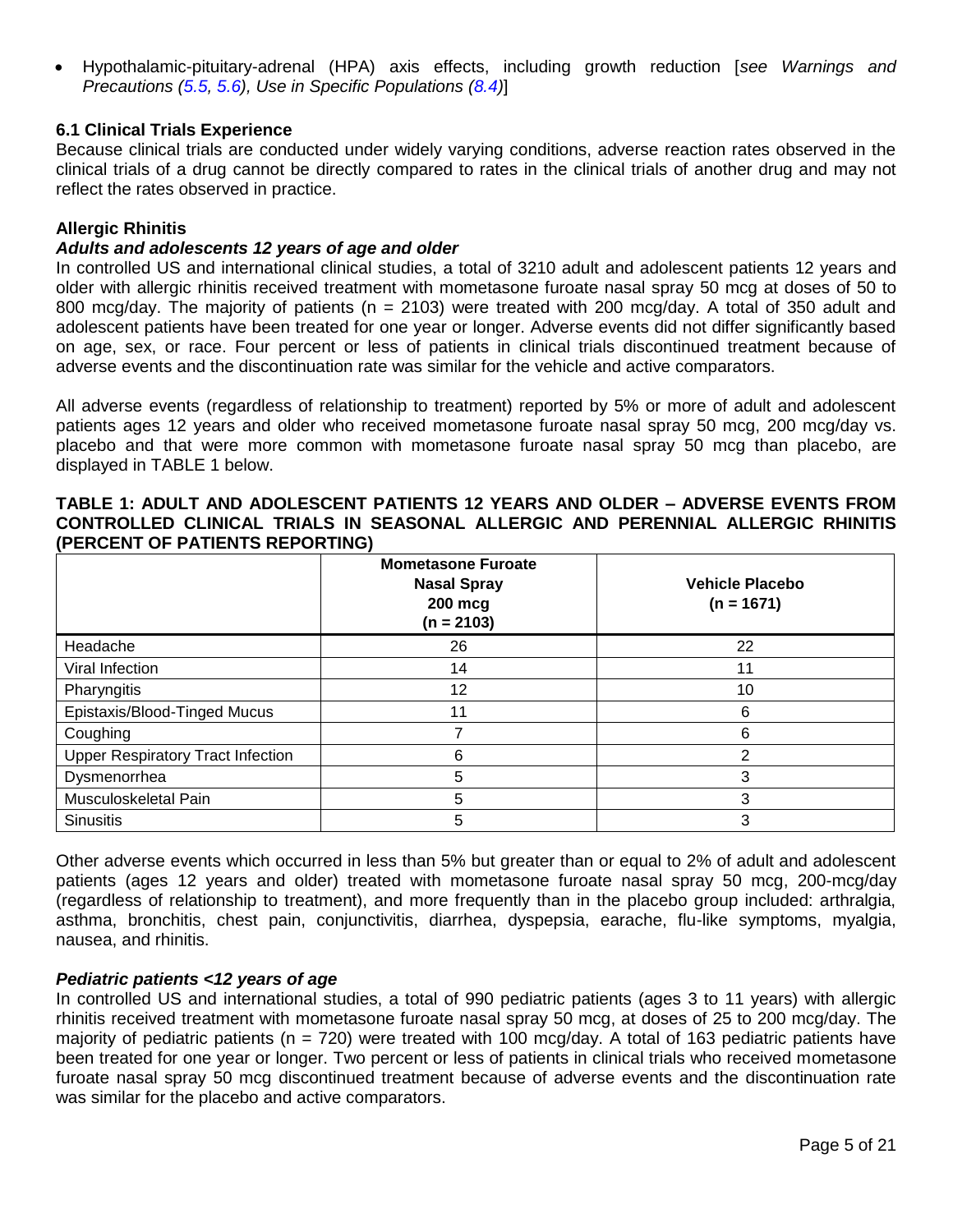- Hypothalamic-pituitary-adrenal (HPA) axis effects, including growth reduction [*see Warnings and Precautions (5.5, 5.6), Use in Specific Populations (8.4)*]

### 6.1 Clinical Trials Experience

Because clinical trials are conducted under widely varying conditions, adverse reaction rates observed in the clinical trials of a drug cannot be directly compared to rates in the clinical trials of another drug and may not reflect the rates observed in practice.

**Allergic Rhinitis**

***Adults and adolescents 12 years of age and older***

In controlled US and international clinical studies, a total of 3210 adult and adolescent patients 12 years and older with allergic rhinitis received treatment with mometasone furoate nasal spray 50 mcg at doses of 50 to 800 mcg/day. The majority of patients (n = 2103) were treated with 200 mcg/day. A total of 350 adult and adolescent patients have been treated for one year or longer. Adverse events did not differ significantly based on age, sex, or race. Four percent or less of patients in clinical trials discontinued treatment because of adverse events and the discontinuation rate was similar for the vehicle and active comparators.

All adverse events (regardless of relationship to treatment) reported by 5% or more of adult and adolescent patients ages 12 years and older who received mometasone furoate nasal spray 50 mcg, 200 mcg/day vs. placebo and that were more common with mometasone furoate nasal spray 50 mcg than placebo, are displayed in TABLE 1 below.

**TABLE 1: ADULT AND ADOLESCENT PATIENTS 12 YEARS AND OLDER – ADVERSE EVENTS FROM CONTROLLED CLINICAL TRIALS IN SEASONAL ALLERGIC AND PERENNIAL ALLERGIC RHINITIS (PERCENT OF PATIENTS REPORTING)**

| | Mometasone Furoate Nasal Spray 200 mcg (n = 2103) | Vehicle Placebo (n = 1671) |
|---|---|---|
| Headache | 26 | 22 |
| Viral Infection | 14 | 11 |
| Pharyngitis | 12 | 10 |
| Epistaxis/Blood-Tinged Mucus | 11 | 6 |
| Coughing | 7 | 6 |
| Upper Respiratory Tract Infection | 6 | 2 |
| Dysmenorrhea | 5 | 3 |
| Musculoskeletal Pain | 5 | 3 |
| Sinusitis | 5 | 3 |

Other adverse events which occurred in less than 5% but greater than or equal to 2% of adult and adolescent patients (ages 12 years and older) treated with mometasone furoate nasal spray 50 mcg, 200-mcg/day (regardless of relationship to treatment), and more frequently than in the placebo group included: arthralgia, asthma, bronchitis, chest pain, conjunctivitis, diarrhea, dyspepsia, earache, flu-like symptoms, myalgia, nausea, and rhinitis.

***Pediatric patients <12 years of age***

In controlled US and international studies, a total of 990 pediatric patients (ages 3 to 11 years) with allergic rhinitis received treatment with mometasone furoate nasal spray 50 mcg, at doses of 25 to 200 mcg/day. The majority of pediatric patients (n = 720) were treated with 100 mcg/day. A total of 163 pediatric patients have been treated for one year or longer. Two percent or less of patients in clinical trials who received mometasone furoate nasal spray 50 mcg discontinued treatment because of adverse events and the discontinuation rate was similar for the placebo and active comparators.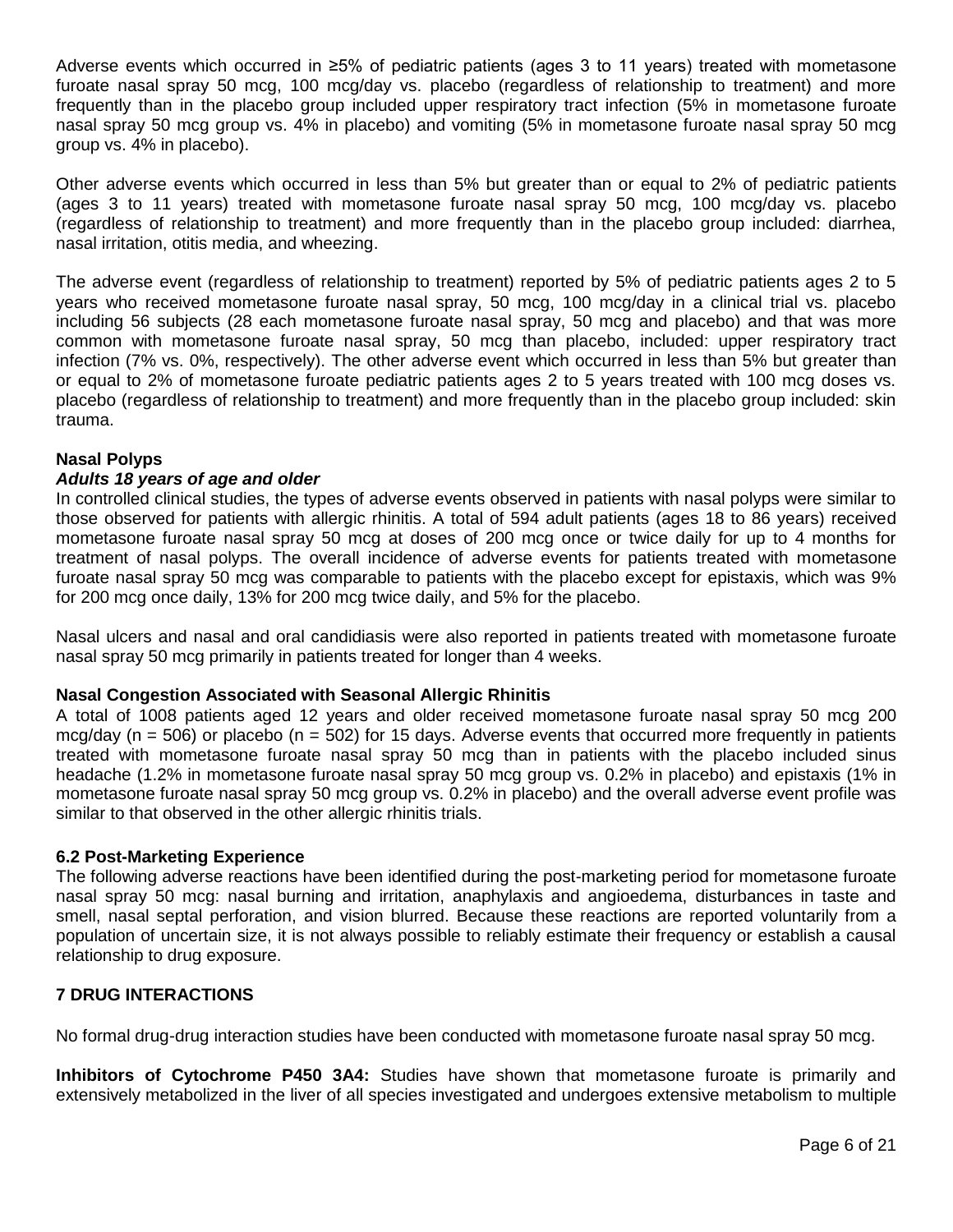Adverse events which occurred in ≥5% of pediatric patients (ages 3 to 11 years) treated with mometasone furoate nasal spray 50 mcg, 100 mcg/day vs. placebo (regardless of relationship to treatment) and more frequently than in the placebo group included upper respiratory tract infection (5% in mometasone furoate nasal spray 50 mcg group vs. 4% in placebo) and vomiting (5% in mometasone furoate nasal spray 50 mcg group vs. 4% in placebo).

Other adverse events which occurred in less than 5% but greater than or equal to 2% of pediatric patients (ages 3 to 11 years) treated with mometasone furoate nasal spray 50 mcg, 100 mcg/day vs. placebo (regardless of relationship to treatment) and more frequently than in the placebo group included: diarrhea, nasal irritation, otitis media, and wheezing.

The adverse event (regardless of relationship to treatment) reported by 5% of pediatric patients ages 2 to 5 years who received mometasone furoate nasal spray, 50 mcg, 100 mcg/day in a clinical trial vs. placebo including 56 subjects (28 each mometasone furoate nasal spray, 50 mcg and placebo) and that was more common with mometasone furoate nasal spray, 50 mcg than placebo, included: upper respiratory tract infection (7% vs. 0%, respectively). The other adverse event which occurred in less than 5% but greater than or equal to 2% of mometasone furoate pediatric patients ages 2 to 5 years treated with 100 mcg doses vs. placebo (regardless of relationship to treatment) and more frequently than in the placebo group included: skin trauma.

**Nasal Polyps**

***Adults 18 years of age and older***

In controlled clinical studies, the types of adverse events observed in patients with nasal polyps were similar to those observed for patients with allergic rhinitis. A total of 594 adult patients (ages 18 to 86 years) received mometasone furoate nasal spray 50 mcg at doses of 200 mcg once or twice daily for up to 4 months for treatment of nasal polyps. The overall incidence of adverse events for patients treated with mometasone furoate nasal spray 50 mcg was comparable to patients with the placebo except for epistaxis, which was 9% for 200 mcg once daily, 13% for 200 mcg twice daily, and 5% for the placebo.

Nasal ulcers and nasal and oral candidiasis were also reported in patients treated with mometasone furoate nasal spray 50 mcg primarily in patients treated for longer than 4 weeks.

**Nasal Congestion Associated with Seasonal Allergic Rhinitis**

A total of 1008 patients aged 12 years and older received mometasone furoate nasal spray 50 mcg 200 mcg/day (n = 506) or placebo (n = 502) for 15 days. Adverse events that occurred more frequently in patients treated with mometasone furoate nasal spray 50 mcg than in patients with the placebo included sinus headache (1.2% in mometasone furoate nasal spray 50 mcg group vs. 0.2% in placebo) and epistaxis (1% in mometasone furoate nasal spray 50 mcg group vs. 0.2% in placebo) and the overall adverse event profile was similar to that observed in the other allergic rhinitis trials.

### 6.2 Post-Marketing Experience

The following adverse reactions have been identified during the post-marketing period for mometasone furoate nasal spray 50 mcg: nasal burning and irritation, anaphylaxis and angioedema, disturbances in taste and smell, nasal septal perforation, and vision blurred. Because these reactions are reported voluntarily from a population of uncertain size, it is not always possible to reliably estimate their frequency or establish a causal relationship to drug exposure.

## 7 DRUG INTERACTIONS

No formal drug-drug interaction studies have been conducted with mometasone furoate nasal spray 50 mcg.

**Inhibitors of Cytochrome P450 3A4:** Studies have shown that mometasone furoate is primarily and extensively metabolized in the liver of all species investigated and undergoes extensive metabolism to multiple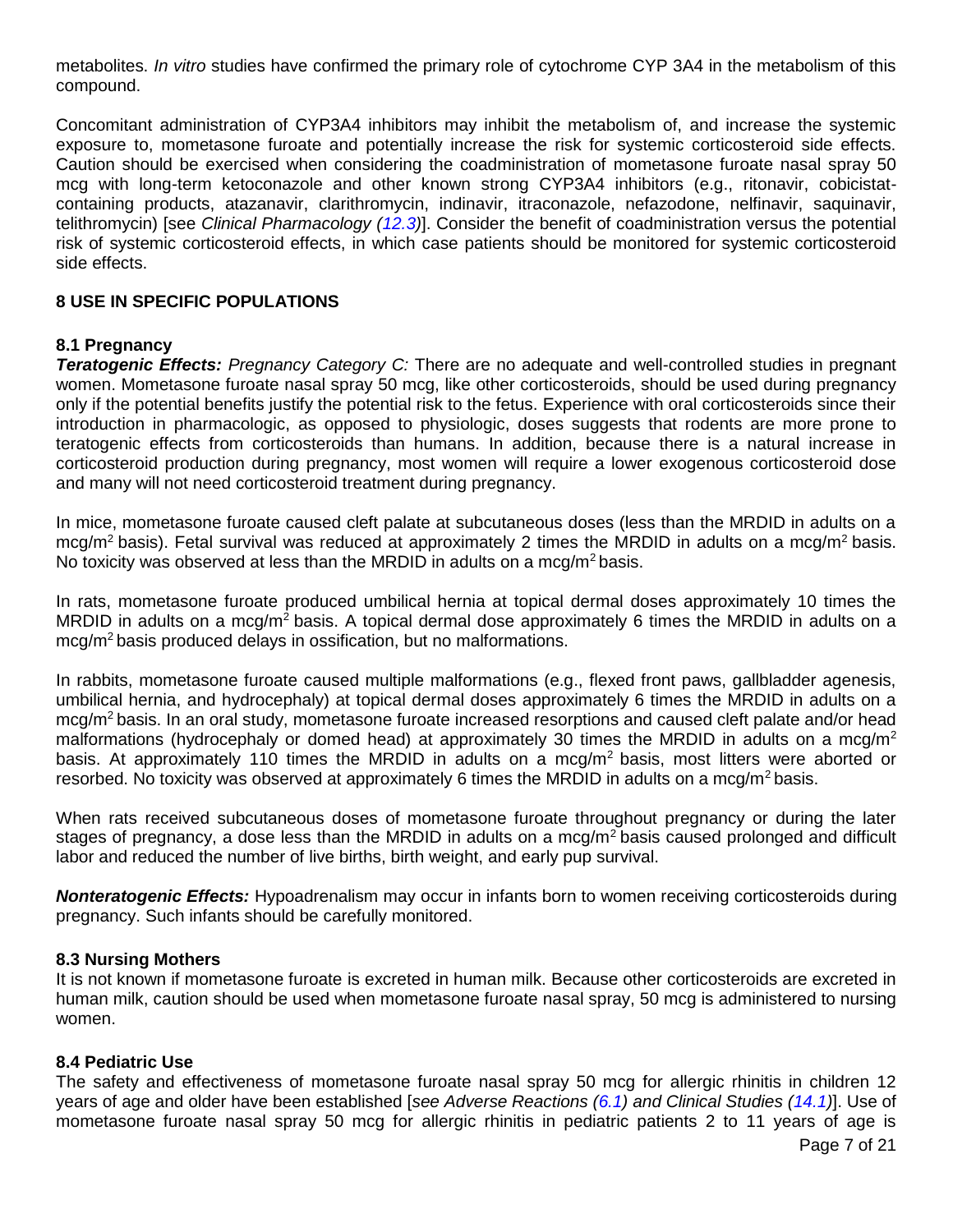metabolites. *In vitro* studies have confirmed the primary role of cytochrome CYP 3A4 in the metabolism of this compound.

Concomitant administration of CYP3A4 inhibitors may inhibit the metabolism of, and increase the systemic exposure to, mometasone furoate and potentially increase the risk for systemic corticosteroid side effects. Caution should be exercised when considering the coadministration of mometasone furoate nasal spray 50 mcg with long-term ketoconazole and other known strong CYP3A4 inhibitors (e.g., ritonavir, cobicistat-containing products, atazanavir, clarithromycin, indinavir, itraconazole, nefazodone, nelfinavir, saquinavir, telithromycin) [see *Clinical Pharmacology (12.3)*]. Consider the benefit of coadministration versus the potential risk of systemic corticosteroid effects, in which case patients should be monitored for systemic corticosteroid side effects.

## 8 USE IN SPECIFIC POPULATIONS

### 8.1 Pregnancy

***Teratogenic Effects:*** *Pregnancy Category C:* There are no adequate and well-controlled studies in pregnant women. Mometasone furoate nasal spray 50 mcg, like other corticosteroids, should be used during pregnancy only if the potential benefits justify the potential risk to the fetus. Experience with oral corticosteroids since their introduction in pharmacologic, as opposed to physiologic, doses suggests that rodents are more prone to teratogenic effects from corticosteroids than humans. In addition, because there is a natural increase in corticosteroid production during pregnancy, most women will require a lower exogenous corticosteroid dose and many will not need corticosteroid treatment during pregnancy.

In mice, mometasone furoate caused cleft palate at subcutaneous doses (less than the MRDID in adults on a mcg/$m^2$ basis). Fetal survival was reduced at approximately 2 times the MRDID in adults on a mcg/$m^2$ basis. No toxicity was observed at less than the MRDID in adults on a mcg/$m^2$ basis.

In rats, mometasone furoate produced umbilical hernia at topical dermal doses approximately 10 times the MRDID in adults on a mcg/$m^2$ basis. A topical dermal dose approximately 6 times the MRDID in adults on a mcg/$m^2$ basis produced delays in ossification, but no malformations.

In rabbits, mometasone furoate caused multiple malformations (e.g., flexed front paws, gallbladder agenesis, umbilical hernia, and hydrocephaly) at topical dermal doses approximately 6 times the MRDID in adults on a mcg/$m^2$ basis. In an oral study, mometasone furoate increased resorptions and caused cleft palate and/or head malformations (hydrocephaly or domed head) at approximately 30 times the MRDID in adults on a mcg/$m^2$ basis. At approximately 110 times the MRDID in adults on a mcg/$m^2$ basis, most litters were aborted or resorbed. No toxicity was observed at approximately 6 times the MRDID in adults on a mcg/$m^2$ basis.

When rats received subcutaneous doses of mometasone furoate throughout pregnancy or during the later stages of pregnancy, a dose less than the MRDID in adults on a mcg/$m^2$ basis caused prolonged and difficult labor and reduced the number of live births, birth weight, and early pup survival.

***Nonteratogenic Effects:*** Hypoadrenalism may occur in infants born to women receiving corticosteroids during pregnancy. Such infants should be carefully monitored.

### 8.3 Nursing Mothers

It is not known if mometasone furoate is excreted in human milk. Because other corticosteroids are excreted in human milk, caution should be used when mometasone furoate nasal spray, 50 mcg is administered to nursing women.

### 8.4 Pediatric Use

The safety and effectiveness of mometasone furoate nasal spray 50 mcg for allergic rhinitis in children 12 years of age and older have been established [*see Adverse Reactions (6.1) and Clinical Studies (14.1)*]. Use of mometasone furoate nasal spray 50 mcg for allergic rhinitis in pediatric patients 2 to 11 years of age is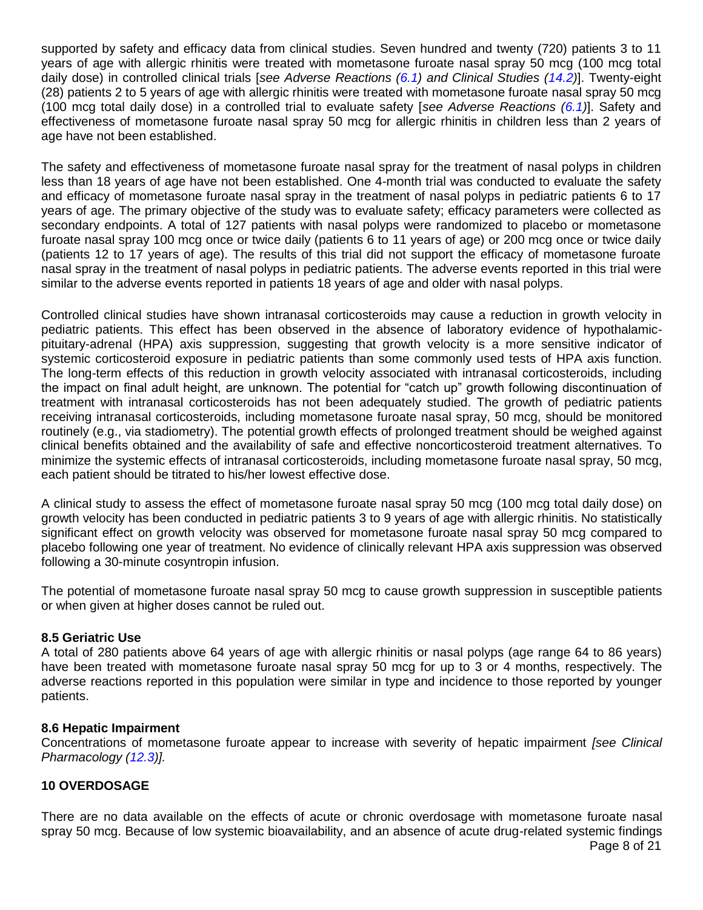supported by safety and efficacy data from clinical studies. Seven hundred and twenty (720) patients 3 to 11 years of age with allergic rhinitis were treated with mometasone furoate nasal spray 50 mcg (100 mcg total daily dose) in controlled clinical trials [*see Adverse Reactions (6.1) and Clinical Studies (14.2)*]. Twenty-eight (28) patients 2 to 5 years of age with allergic rhinitis were treated with mometasone furoate nasal spray 50 mcg (100 mcg total daily dose) in a controlled trial to evaluate safety [*see Adverse Reactions (6.1)*]. Safety and effectiveness of mometasone furoate nasal spray 50 mcg for allergic rhinitis in children less than 2 years of age have not been established.

The safety and effectiveness of mometasone furoate nasal spray for the treatment of nasal polyps in children less than 18 years of age have not been established. One 4-month trial was conducted to evaluate the safety and efficacy of mometasone furoate nasal spray in the treatment of nasal polyps in pediatric patients 6 to 17 years of age. The primary objective of the study was to evaluate safety; efficacy parameters were collected as secondary endpoints. A total of 127 patients with nasal polyps were randomized to placebo or mometasone furoate nasal spray 100 mcg once or twice daily (patients 6 to 11 years of age) or 200 mcg once or twice daily (patients 12 to 17 years of age). The results of this trial did not support the efficacy of mometasone furoate nasal spray in the treatment of nasal polyps in pediatric patients. The adverse events reported in this trial were similar to the adverse events reported in patients 18 years of age and older with nasal polyps.

Controlled clinical studies have shown intranasal corticosteroids may cause a reduction in growth velocity in pediatric patients. This effect has been observed in the absence of laboratory evidence of hypothalamic-pituitary-adrenal (HPA) axis suppression, suggesting that growth velocity is a more sensitive indicator of systemic corticosteroid exposure in pediatric patients than some commonly used tests of HPA axis function. The long-term effects of this reduction in growth velocity associated with intranasal corticosteroids, including the impact on final adult height, are unknown. The potential for "catch up" growth following discontinuation of treatment with intranasal corticosteroids has not been adequately studied. The growth of pediatric patients receiving intranasal corticosteroids, including mometasone furoate nasal spray, 50 mcg, should be monitored routinely (e.g., via stadiometry). The potential growth effects of prolonged treatment should be weighed against clinical benefits obtained and the availability of safe and effective noncorticosteroid treatment alternatives. To minimize the systemic effects of intranasal corticosteroids, including mometasone furoate nasal spray, 50 mcg, each patient should be titrated to his/her lowest effective dose.

A clinical study to assess the effect of mometasone furoate nasal spray 50 mcg (100 mcg total daily dose) on growth velocity has been conducted in pediatric patients 3 to 9 years of age with allergic rhinitis. No statistically significant effect on growth velocity was observed for mometasone furoate nasal spray 50 mcg compared to placebo following one year of treatment. No evidence of clinically relevant HPA axis suppression was observed following a 30-minute cosyntropin infusion.

The potential of mometasone furoate nasal spray 50 mcg to cause growth suppression in susceptible patients or when given at higher doses cannot be ruled out.

### 8.5 Geriatric Use

A total of 280 patients above 64 years of age with allergic rhinitis or nasal polyps (age range 64 to 86 years) have been treated with mometasone furoate nasal spray 50 mcg for up to 3 or 4 months, respectively. The adverse reactions reported in this population were similar in type and incidence to those reported by younger patients.

### 8.6 Hepatic Impairment

Concentrations of mometasone furoate appear to increase with severity of hepatic impairment *[see Clinical Pharmacology (12.3)].*

## 10 OVERDOSAGE

There are no data available on the effects of acute or chronic overdosage with mometasone furoate nasal spray 50 mcg. Because of low systemic bioavailability, and an absence of acute drug-related systemic findings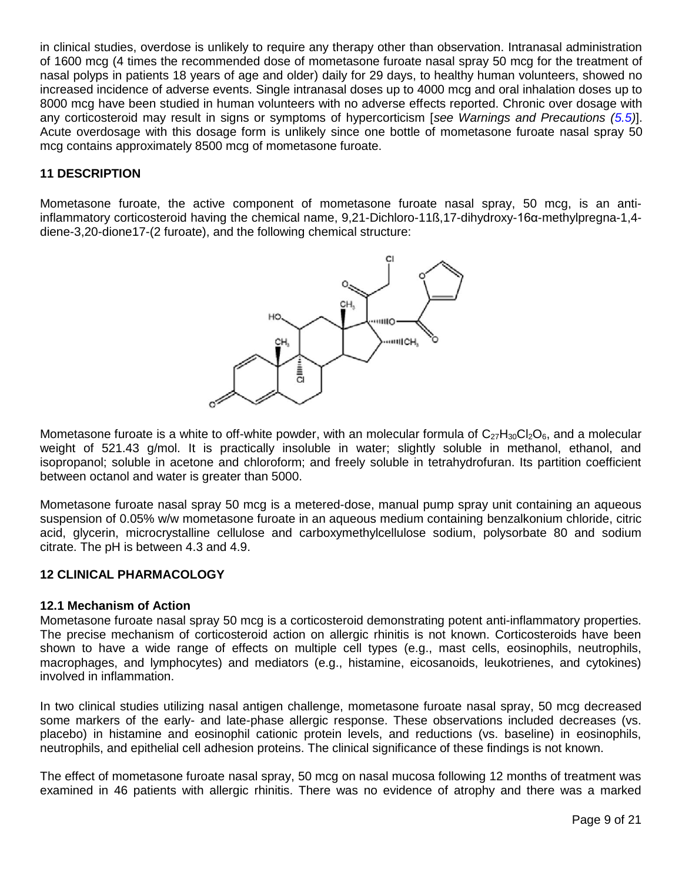in clinical studies, overdose is unlikely to require any therapy other than observation. Intranasal administration of 1600 mcg (4 times the recommended dose of mometasone furoate nasal spray 50 mcg for the treatment of nasal polyps in patients 18 years of age and older) daily for 29 days, to healthy human volunteers, showed no increased incidence of adverse events. Single intranasal doses up to 4000 mcg and oral inhalation doses up to 8000 mcg have been studied in human volunteers with no adverse effects reported. Chronic over dosage with any corticosteroid may result in signs or symptoms of hypercorticism [*see Warnings and Precautions (5.5)*]. Acute overdosage with this dosage form is unlikely since one bottle of mometasone furoate nasal spray 50 mcg contains approximately 8500 mcg of mometasone furoate.

## 11 DESCRIPTION

Mometasone furoate, the active component of mometasone furoate nasal spray, 50 mcg, is an anti-inflammatory corticosteroid having the chemical name, 9,21-Dichloro-11ß,17-dihydroxy-16α-methylpregna-1,4-diene-3,20-dione17-(2 furoate), and the following chemical structure:

Mometasone furoate is a white to off-white powder, with an molecular formula of $C_{27}H_{30}Cl_2O_6$, and a molecular weight of 521.43 g/mol. It is practically insoluble in water; slightly soluble in methanol, ethanol, and isopropanol; soluble in acetone and chloroform; and freely soluble in tetrahydrofuran. Its partition coefficient between octanol and water is greater than 5000.

Mometasone furoate nasal spray 50 mcg is a metered-dose, manual pump spray unit containing an aqueous suspension of 0.05% w/w mometasone furoate in an aqueous medium containing benzalkonium chloride, citric acid, glycerin, microcrystalline cellulose and carboxymethylcellulose sodium, polysorbate 80 and sodium citrate. The pH is between 4.3 and 4.9.

## 12 CLINICAL PHARMACOLOGY

### 12.1 Mechanism of Action

Mometasone furoate nasal spray 50 mcg is a corticosteroid demonstrating potent anti-inflammatory properties. The precise mechanism of corticosteroid action on allergic rhinitis is not known. Corticosteroids have been shown to have a wide range of effects on multiple cell types (e.g., mast cells, eosinophils, neutrophils, macrophages, and lymphocytes) and mediators (e.g., histamine, eicosanoids, leukotrienes, and cytokines) involved in inflammation.

In two clinical studies utilizing nasal antigen challenge, mometasone furoate nasal spray, 50 mcg decreased some markers of the early- and late-phase allergic response. These observations included decreases (vs. placebo) in histamine and eosinophil cationic protein levels, and reductions (vs. baseline) in eosinophils, neutrophils, and epithelial cell adhesion proteins. The clinical significance of these findings is not known.

The effect of mometasone furoate nasal spray, 50 mcg on nasal mucosa following 12 months of treatment was examined in 46 patients with allergic rhinitis. There was no evidence of atrophy and there was a marked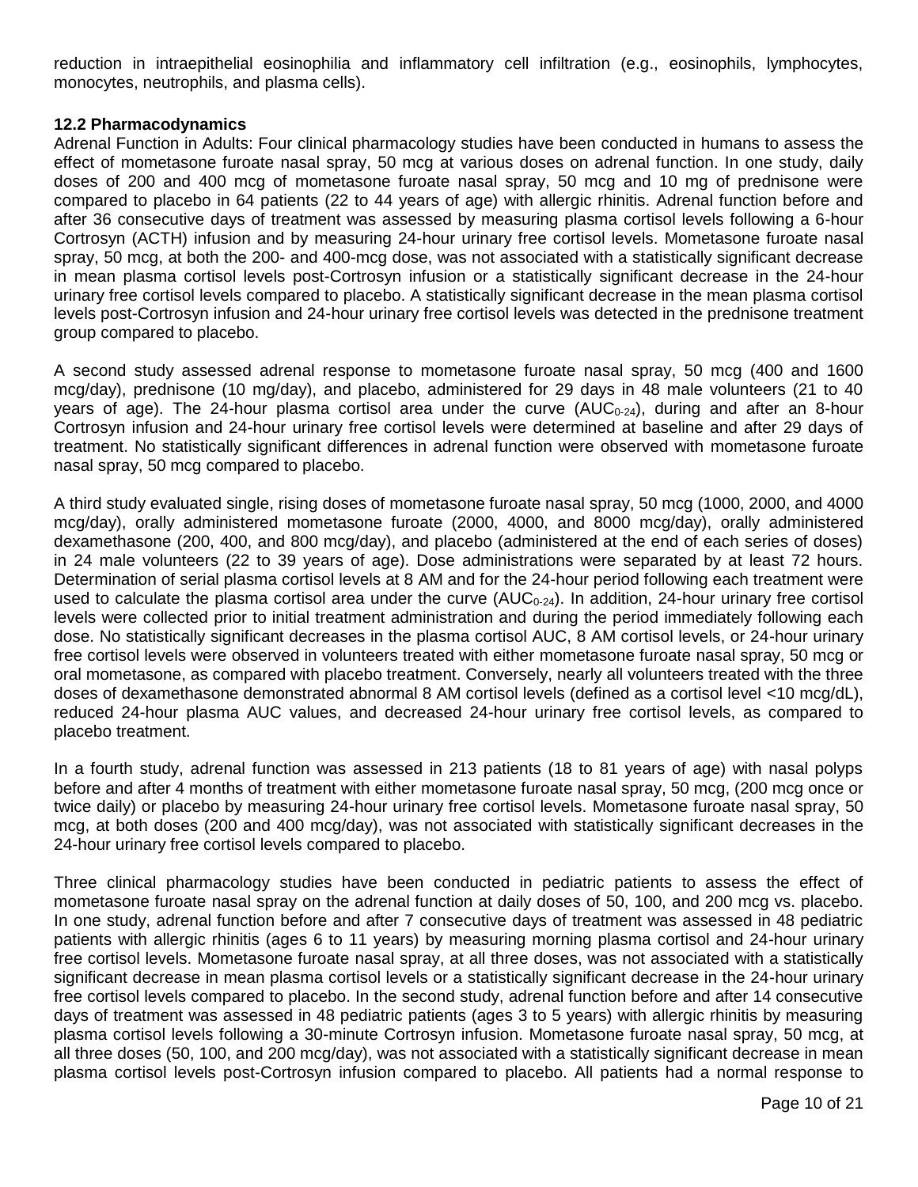reduction in intraepithelial eosinophilia and inflammatory cell infiltration (e.g., eosinophils, lymphocytes, monocytes, neutrophils, and plasma cells).

### 12.2 Pharmacodynamics

Adrenal Function in Adults: Four clinical pharmacology studies have been conducted in humans to assess the effect of mometasone furoate nasal spray, 50 mcg at various doses on adrenal function. In one study, daily doses of 200 and 400 mcg of mometasone furoate nasal spray, 50 mcg and 10 mg of prednisone were compared to placebo in 64 patients (22 to 44 years of age) with allergic rhinitis. Adrenal function before and after 36 consecutive days of treatment was assessed by measuring plasma cortisol levels following a 6-hour Cortrosyn (ACTH) infusion and by measuring 24-hour urinary free cortisol levels. Mometasone furoate nasal spray, 50 mcg, at both the 200- and 400-mcg dose, was not associated with a statistically significant decrease in mean plasma cortisol levels post-Cortrosyn infusion or a statistically significant decrease in the 24-hour urinary free cortisol levels compared to placebo. A statistically significant decrease in the mean plasma cortisol levels post-Cortrosyn infusion and 24-hour urinary free cortisol levels was detected in the prednisone treatment group compared to placebo.

A second study assessed adrenal response to mometasone furoate nasal spray, 50 mcg (400 and 1600 mcg/day), prednisone (10 mg/day), and placebo, administered for 29 days in 48 male volunteers (21 to 40 years of age). The 24-hour plasma cortisol area under the curve ($AUC_{0-24}$), during and after an 8-hour Cortrosyn infusion and 24-hour urinary free cortisol levels were determined at baseline and after 29 days of treatment. No statistically significant differences in adrenal function were observed with mometasone furoate nasal spray, 50 mcg compared to placebo.

A third study evaluated single, rising doses of mometasone furoate nasal spray, 50 mcg (1000, 2000, and 4000 mcg/day), orally administered mometasone furoate (2000, 4000, and 8000 mcg/day), orally administered dexamethasone (200, 400, and 800 mcg/day), and placebo (administered at the end of each series of doses) in 24 male volunteers (22 to 39 years of age). Dose administrations were separated by at least 72 hours. Determination of serial plasma cortisol levels at 8 AM and for the 24-hour period following each treatment were used to calculate the plasma cortisol area under the curve ($AUC_{0-24}$). In addition, 24-hour urinary free cortisol levels were collected prior to initial treatment administration and during the period immediately following each dose. No statistically significant decreases in the plasma cortisol AUC, 8 AM cortisol levels, or 24-hour urinary free cortisol levels were observed in volunteers treated with either mometasone furoate nasal spray, 50 mcg or oral mometasone, as compared with placebo treatment. Conversely, nearly all volunteers treated with the three doses of dexamethasone demonstrated abnormal 8 AM cortisol levels (defined as a cortisol level <10 mcg/dL), reduced 24-hour plasma AUC values, and decreased 24-hour urinary free cortisol levels, as compared to placebo treatment.

In a fourth study, adrenal function was assessed in 213 patients (18 to 81 years of age) with nasal polyps before and after 4 months of treatment with either mometasone furoate nasal spray, 50 mcg, (200 mcg once or twice daily) or placebo by measuring 24-hour urinary free cortisol levels. Mometasone furoate nasal spray, 50 mcg, at both doses (200 and 400 mcg/day), was not associated with statistically significant decreases in the 24-hour urinary free cortisol levels compared to placebo.

Three clinical pharmacology studies have been conducted in pediatric patients to assess the effect of mometasone furoate nasal spray on the adrenal function at daily doses of 50, 100, and 200 mcg vs. placebo. In one study, adrenal function before and after 7 consecutive days of treatment was assessed in 48 pediatric patients with allergic rhinitis (ages 6 to 11 years) by measuring morning plasma cortisol and 24-hour urinary free cortisol levels. Mometasone furoate nasal spray, at all three doses, was not associated with a statistically significant decrease in mean plasma cortisol levels or a statistically significant decrease in the 24-hour urinary free cortisol levels compared to placebo. In the second study, adrenal function before and after 14 consecutive days of treatment was assessed in 48 pediatric patients (ages 3 to 5 years) with allergic rhinitis by measuring plasma cortisol levels following a 30-minute Cortrosyn infusion. Mometasone furoate nasal spray, 50 mcg, at all three doses (50, 100, and 200 mcg/day), was not associated with a statistically significant decrease in mean plasma cortisol levels post-Cortrosyn infusion compared to placebo. All patients had a normal response to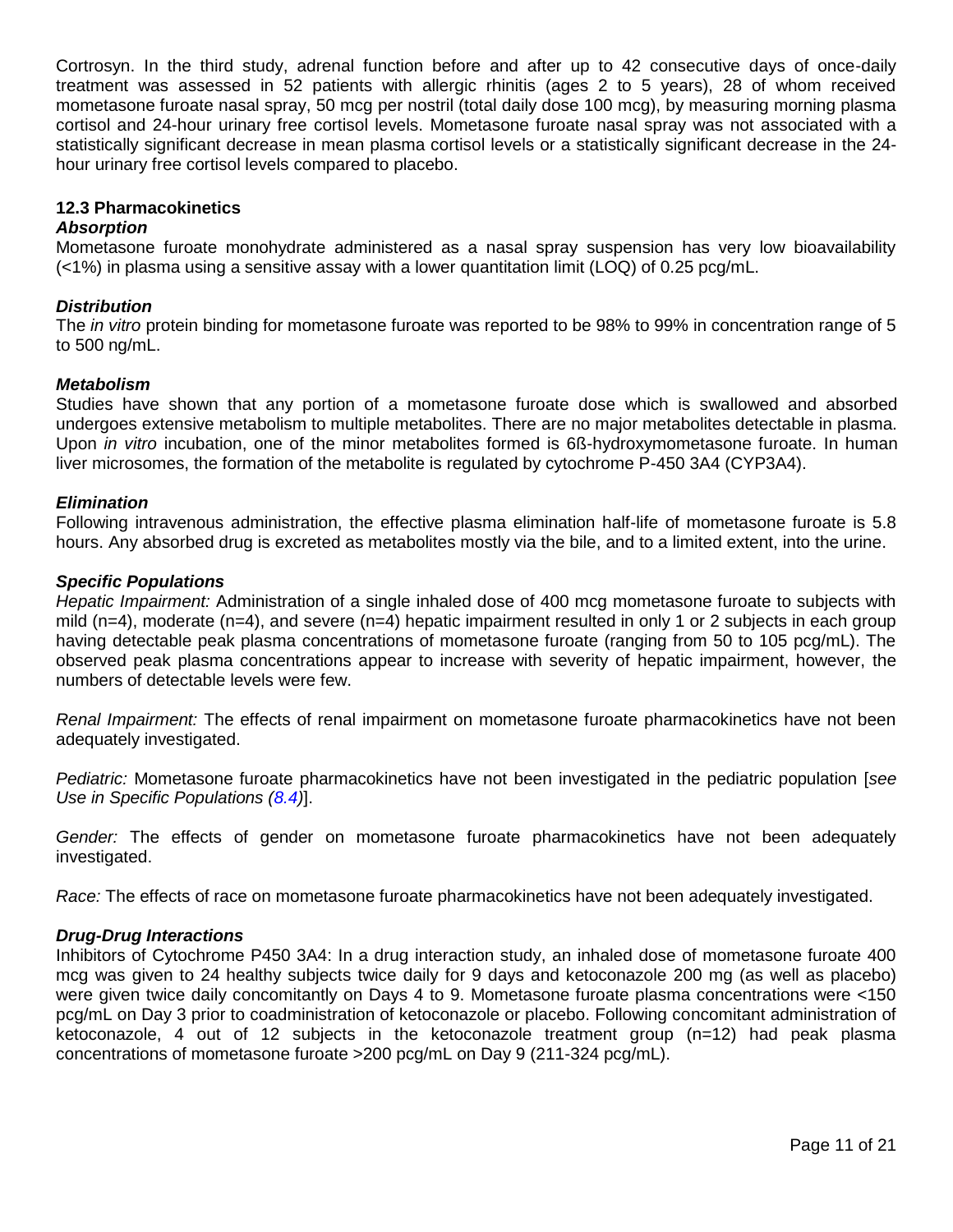Cortrosyn. In the third study, adrenal function before and after up to 42 consecutive days of once-daily treatment was assessed in 52 patients with allergic rhinitis (ages 2 to 5 years), 28 of whom received mometasone furoate nasal spray, 50 mcg per nostril (total daily dose 100 mcg), by measuring morning plasma cortisol and 24-hour urinary free cortisol levels. Mometasone furoate nasal spray was not associated with a statistically significant decrease in mean plasma cortisol levels or a statistically significant decrease in the 24-hour urinary free cortisol levels compared to placebo.

## 12.3 Pharmacokinetics

***Absorption***

Mometasone furoate monohydrate administered as a nasal spray suspension has very low bioavailability (<1%) in plasma using a sensitive assay with a lower quantitation limit (LOQ) of 0.25 pcg/mL.

***Distribution***

The *in vitro* protein binding for mometasone furoate was reported to be 98% to 99% in concentration range of 5 to 500 ng/mL.

***Metabolism***

Studies have shown that any portion of a mometasone furoate dose which is swallowed and absorbed undergoes extensive metabolism to multiple metabolites. There are no major metabolites detectable in plasma. Upon *in vitro* incubation, one of the minor metabolites formed is 6ß-hydroxymometasone furoate. In human liver microsomes, the formation of the metabolite is regulated by cytochrome P-450 3A4 (CYP3A4).

***Elimination***

Following intravenous administration, the effective plasma elimination half-life of mometasone furoate is 5.8 hours. Any absorbed drug is excreted as metabolites mostly via the bile, and to a limited extent, into the urine.

***Specific Populations***

*Hepatic Impairment:* Administration of a single inhaled dose of 400 mcg mometasone furoate to subjects with mild (n=4), moderate (n=4), and severe (n=4) hepatic impairment resulted in only 1 or 2 subjects in each group having detectable peak plasma concentrations of mometasone furoate (ranging from 50 to 105 pcg/mL). The observed peak plasma concentrations appear to increase with severity of hepatic impairment, however, the numbers of detectable levels were few.

*Renal Impairment:* The effects of renal impairment on mometasone furoate pharmacokinetics have not been adequately investigated.

*Pediatric:* Mometasone furoate pharmacokinetics have not been investigated in the pediatric population [*see Use in Specific Populations (8.4)*].

*Gender:* The effects of gender on mometasone furoate pharmacokinetics have not been adequately investigated.

*Race:* The effects of race on mometasone furoate pharmacokinetics have not been adequately investigated.

***Drug-Drug Interactions***

Inhibitors of Cytochrome P450 3A4: In a drug interaction study, an inhaled dose of mometasone furoate 400 mcg was given to 24 healthy subjects twice daily for 9 days and ketoconazole 200 mg (as well as placebo) were given twice daily concomitantly on Days 4 to 9. Mometasone furoate plasma concentrations were <150 pcg/mL on Day 3 prior to coadministration of ketoconazole or placebo. Following concomitant administration of ketoconazole, 4 out of 12 subjects in the ketoconazole treatment group (n=12) had peak plasma concentrations of mometasone furoate >200 pcg/mL on Day 9 (211-324 pcg/mL).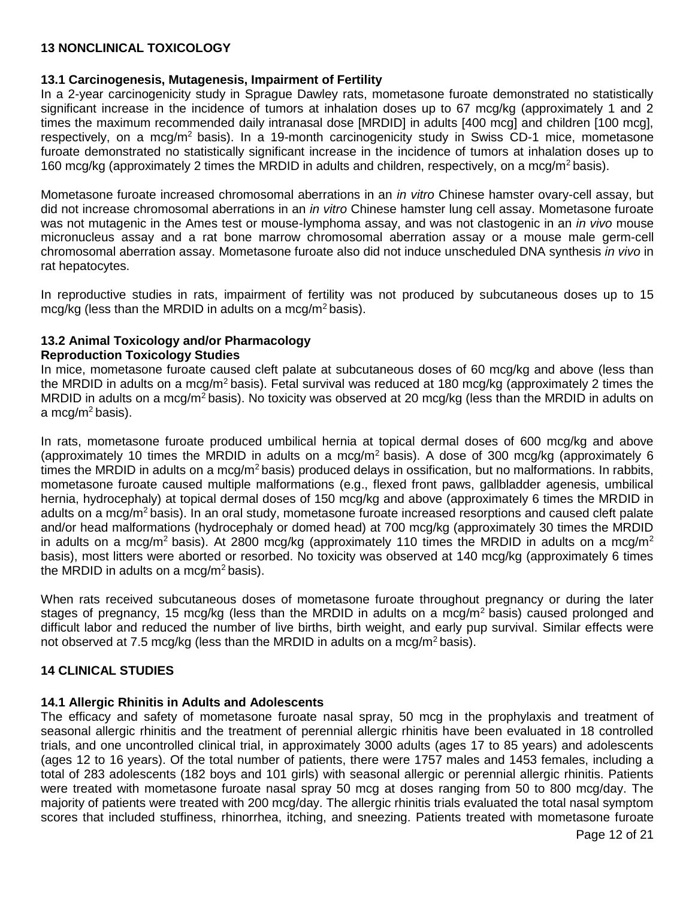## 13 NONCLINICAL TOXICOLOGY

### 13.1 Carcinogenesis, Mutagenesis, Impairment of Fertility

In a 2-year carcinogenicity study in Sprague Dawley rats, mometasone furoate demonstrated no statistically significant increase in the incidence of tumors at inhalation doses up to 67 mcg/kg (approximately 1 and 2 times the maximum recommended daily intranasal dose [MRDID] in adults [400 mcg] and children [100 mcg], respectively, on a mcg/$m^2$ basis). In a 19-month carcinogenicity study in Swiss CD-1 mice, mometasone furoate demonstrated no statistically significant increase in the incidence of tumors at inhalation doses up to 160 mcg/kg (approximately 2 times the MRDID in adults and children, respectively, on a mcg/$m^2$ basis).

Mometasone furoate increased chromosomal aberrations in an *in vitro* Chinese hamster ovary-cell assay, but did not increase chromosomal aberrations in an *in vitro* Chinese hamster lung cell assay. Mometasone furoate was not mutagenic in the Ames test or mouse-lymphoma assay, and was not clastogenic in an *in vivo* mouse micronucleus assay and a rat bone marrow chromosomal aberration assay or a mouse male germ-cell chromosomal aberration assay. Mometasone furoate also did not induce unscheduled DNA synthesis *in vivo* in rat hepatocytes.

In reproductive studies in rats, impairment of fertility was not produced by subcutaneous doses up to 15 mcg/kg (less than the MRDID in adults on a mcg/$m^2$ basis).

### 13.2 Animal Toxicology and/or Pharmacology

**Reproduction Toxicology Studies**

In mice, mometasone furoate caused cleft palate at subcutaneous doses of 60 mcg/kg and above (less than the MRDID in adults on a mcg/$m^2$ basis). Fetal survival was reduced at 180 mcg/kg (approximately 2 times the MRDID in adults on a mcg/$m^2$ basis). No toxicity was observed at 20 mcg/kg (less than the MRDID in adults on a mcg/$m^2$ basis).

In rats, mometasone furoate produced umbilical hernia at topical dermal doses of 600 mcg/kg and above (approximately 10 times the MRDID in adults on a mcg/$m^2$ basis). A dose of 300 mcg/kg (approximately 6 times the MRDID in adults on a mcg/$m^2$ basis) produced delays in ossification, but no malformations. In rabbits, mometasone furoate caused multiple malformations (e.g., flexed front paws, gallbladder agenesis, umbilical hernia, hydrocephaly) at topical dermal doses of 150 mcg/kg and above (approximately 6 times the MRDID in adults on a mcg/$m^2$ basis). In an oral study, mometasone furoate increased resorptions and caused cleft palate and/or head malformations (hydrocephaly or domed head) at 700 mcg/kg (approximately 30 times the MRDID in adults on a mcg/$m^2$ basis). At 2800 mcg/kg (approximately 110 times the MRDID in adults on a mcg/$m^2$ basis), most litters were aborted or resorbed. No toxicity was observed at 140 mcg/kg (approximately 6 times the MRDID in adults on a mcg/$m^2$ basis).

When rats received subcutaneous doses of mometasone furoate throughout pregnancy or during the later stages of pregnancy, 15 mcg/kg (less than the MRDID in adults on a mcg/$m^2$ basis) caused prolonged and difficult labor and reduced the number of live births, birth weight, and early pup survival. Similar effects were not observed at 7.5 mcg/kg (less than the MRDID in adults on a mcg/$m^2$ basis).

## 14 CLINICAL STUDIES

### 14.1 Allergic Rhinitis in Adults and Adolescents

The efficacy and safety of mometasone furoate nasal spray, 50 mcg in the prophylaxis and treatment of seasonal allergic rhinitis and the treatment of perennial allergic rhinitis have been evaluated in 18 controlled trials, and one uncontrolled clinical trial, in approximately 3000 adults (ages 17 to 85 years) and adolescents (ages 12 to 16 years). Of the total number of patients, there were 1757 males and 1453 females, including a total of 283 adolescents (182 boys and 101 girls) with seasonal allergic or perennial allergic rhinitis. Patients were treated with mometasone furoate nasal spray 50 mcg at doses ranging from 50 to 800 mcg/day. The majority of patients were treated with 200 mcg/day. The allergic rhinitis trials evaluated the total nasal symptom scores that included stuffiness, rhinorrhea, itching, and sneezing. Patients treated with mometasone furoate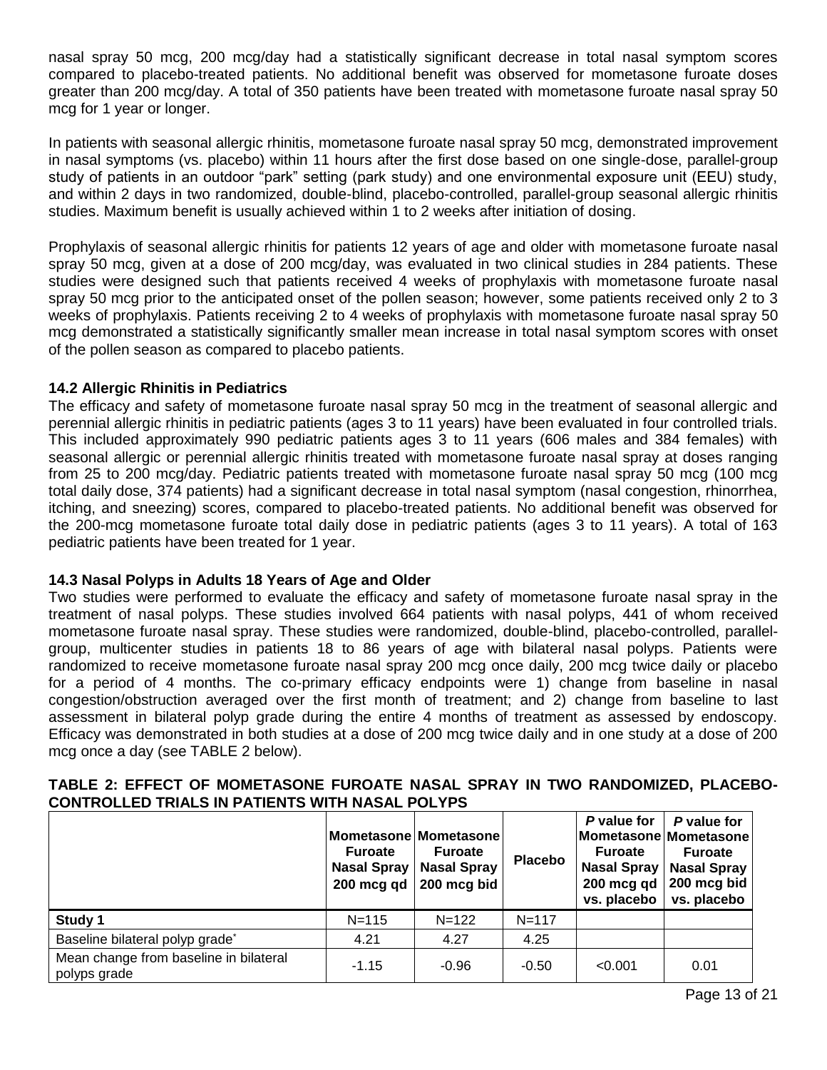nasal spray 50 mcg, 200 mcg/day had a statistically significant decrease in total nasal symptom scores compared to placebo-treated patients. No additional benefit was observed for mometasone furoate doses greater than 200 mcg/day. A total of 350 patients have been treated with mometasone furoate nasal spray 50 mcg for 1 year or longer.

In patients with seasonal allergic rhinitis, mometasone furoate nasal spray 50 mcg, demonstrated improvement in nasal symptoms (vs. placebo) within 11 hours after the first dose based on one single-dose, parallel-group study of patients in an outdoor "park" setting (park study) and one environmental exposure unit (EEU) study, and within 2 days in two randomized, double-blind, placebo-controlled, parallel-group seasonal allergic rhinitis studies. Maximum benefit is usually achieved within 1 to 2 weeks after initiation of dosing.

Prophylaxis of seasonal allergic rhinitis for patients 12 years of age and older with mometasone furoate nasal spray 50 mcg, given at a dose of 200 mcg/day, was evaluated in two clinical studies in 284 patients. These studies were designed such that patients received 4 weeks of prophylaxis with mometasone furoate nasal spray 50 mcg prior to the anticipated onset of the pollen season; however, some patients received only 2 to 3 weeks of prophylaxis. Patients receiving 2 to 4 weeks of prophylaxis with mometasone furoate nasal spray 50 mcg demonstrated a statistically significantly smaller mean increase in total nasal symptom scores with onset of the pollen season as compared to placebo patients.

### 14.2 Allergic Rhinitis in Pediatrics

The efficacy and safety of mometasone furoate nasal spray 50 mcg in the treatment of seasonal allergic and perennial allergic rhinitis in pediatric patients (ages 3 to 11 years) have been evaluated in four controlled trials. This included approximately 990 pediatric patients ages 3 to 11 years (606 males and 384 females) with seasonal allergic or perennial allergic rhinitis treated with mometasone furoate nasal spray at doses ranging from 25 to 200 mcg/day. Pediatric patients treated with mometasone furoate nasal spray 50 mcg (100 mcg total daily dose, 374 patients) had a significant decrease in total nasal symptom (nasal congestion, rhinorrhea, itching, and sneezing) scores, compared to placebo-treated patients. No additional benefit was observed for the 200-mcg mometasone furoate total daily dose in pediatric patients (ages 3 to 11 years). A total of 163 pediatric patients have been treated for 1 year.

### 14.3 Nasal Polyps in Adults 18 Years of Age and Older

Two studies were performed to evaluate the efficacy and safety of mometasone furoate nasal spray in the treatment of nasal polyps. These studies involved 664 patients with nasal polyps, 441 of whom received mometasone furoate nasal spray. These studies were randomized, double-blind, placebo-controlled, parallel-group, multicenter studies in patients 18 to 86 years of age with bilateral nasal polyps. Patients were randomized to receive mometasone furoate nasal spray 200 mcg once daily, 200 mcg twice daily or placebo for a period of 4 months. The co-primary efficacy endpoints were 1) change from baseline in nasal congestion/obstruction averaged over the first month of treatment; and 2) change from baseline to last assessment in bilateral polyp grade during the entire 4 months of treatment as assessed by endoscopy. Efficacy was demonstrated in both studies at a dose of 200 mcg twice daily and in one study at a dose of 200 mcg once a day (see TABLE 2 below).

**TABLE 2: EFFECT OF MOMETASONE FUROATE NASAL SPRAY IN TWO RANDOMIZED, PLACEBO-CONTROLLED TRIALS IN PATIENTS WITH NASAL POLYPS**

| | Mometasone Furoate Nasal Spray 200 mcg qd | Mometasone Furoate Nasal Spray 200 mcg bid | Placebo | *P* value for Mometasone Furoate Nasal Spray 200 mcg qd vs. placebo | *P* value for Mometasone Furoate Nasal Spray 200 mcg bid vs. placebo |
|---|---|---|---|---|---|
| **Study 1** | N=115 | N=122 | N=117 | | |
| Baseline bilateral polyp grade* | 4.21 | 4.27 | 4.25 | | |
| Mean change from baseline in bilateral polyps grade | -1.15 | -0.96 | -0.50 | <0.001 | 0.01 |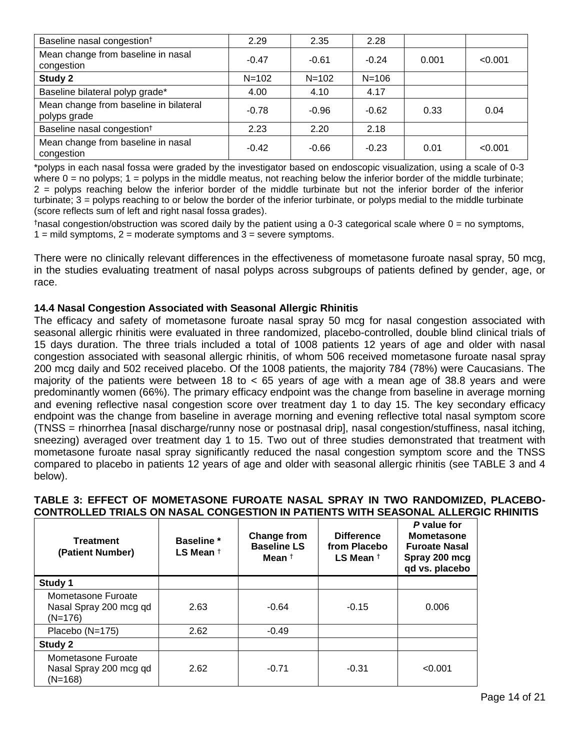| | | | | | |
|---|---|---|---|---|---|
| Baseline nasal congestion† | 2.29 | 2.35 | 2.28 | | |
| Mean change from baseline in nasal congestion | -0.47 | -0.61 | -0.24 | 0.001 | <0.001 |
| **Study 2** | N=102 | N=102 | N=106 | | |
| Baseline bilateral polyp grade* | 4.00 | 4.10 | 4.17 | | |
| Mean change from baseline in bilateral polyps grade | -0.78 | -0.96 | -0.62 | 0.33 | 0.04 |
| Baseline nasal congestion† | 2.23 | 2.20 | 2.18 | | |
| Mean change from baseline in nasal congestion | -0.42 | -0.66 | -0.23 | 0.01 | <0.001 |

*polyps in each nasal fossa were graded by the investigator based on endoscopic visualization, using a scale of 0-3 where 0 = no polyps; 1 = polyps in the middle meatus, not reaching below the inferior border of the middle turbinate; 2 = polyps reaching below the inferior border of the middle turbinate but not the inferior border of the inferior turbinate; 3 = polyps reaching to or below the border of the inferior turbinate, or polyps medial to the middle turbinate (score reflects sum of left and right nasal fossa grades).

†nasal congestion/obstruction was scored daily by the patient using a 0-3 categorical scale where 0 = no symptoms, 1 = mild symptoms, 2 = moderate symptoms and 3 = severe symptoms.

There were no clinically relevant differences in the effectiveness of mometasone furoate nasal spray, 50 mcg, in the studies evaluating treatment of nasal polyps across subgroups of patients defined by gender, age, or race.

### 14.4 Nasal Congestion Associated with Seasonal Allergic Rhinitis

The efficacy and safety of mometasone furoate nasal spray 50 mcg for nasal congestion associated with seasonal allergic rhinitis were evaluated in three randomized, placebo-controlled, double blind clinical trials of 15 days duration. The three trials included a total of 1008 patients 12 years of age and older with nasal congestion associated with seasonal allergic rhinitis, of whom 506 received mometasone furoate nasal spray 200 mcg daily and 502 received placebo. Of the 1008 patients, the majority 784 (78%) were Caucasians. The majority of the patients were between 18 to < 65 years of age with a mean age of 38.8 years and were predominantly women (66%). The primary efficacy endpoint was the change from baseline in average morning and evening reflective nasal congestion score over treatment day 1 to day 15. The key secondary efficacy endpoint was the change from baseline in average morning and evening reflective total nasal symptom score (TNSS = rhinorrhea [nasal discharge/runny nose or postnasal drip], nasal congestion/stuffiness, nasal itching, sneezing) averaged over treatment day 1 to 15. Two out of three studies demonstrated that treatment with mometasone furoate nasal spray significantly reduced the nasal congestion symptom score and the TNSS compared to placebo in patients 12 years of age and older with seasonal allergic rhinitis (see TABLE 3 and 4 below).

**TABLE 3: EFFECT OF MOMETASONE FUROATE NASAL SPRAY IN TWO RANDOMIZED, PLACEBO-CONTROLLED TRIALS ON NASAL CONGESTION IN PATIENTS WITH SEASONAL ALLERGIC RHINITIS**

| Treatment (Patient Number) | Baseline * LS Mean † | Change from Baseline LS Mean † | Difference from Placebo LS Mean † | *P* value for Mometasone Furoate Nasal Spray 200 mcg qd vs. placebo |
|---|---|---|---|---|
| **Study 1** | | | | |
| Mometasone Furoate Nasal Spray 200 mcg qd (N=176) | 2.63 | -0.64 | -0.15 | 0.006 |
| Placebo (N=175) | 2.62 | -0.49 | | |
| **Study 2** | | | | |
| Mometasone Furoate Nasal Spray 200 mcg qd (N=168) | 2.62 | -0.71 | -0.31 | <0.001 |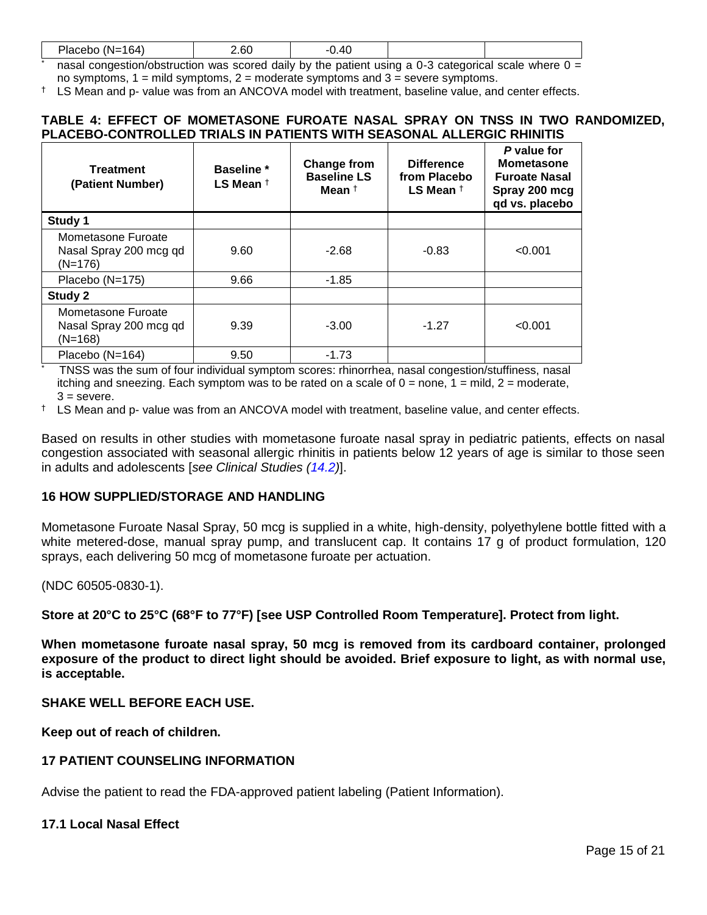| Placebo (N=164) | 2.60 | -0.40 | | |
|---|---|---|---|---|

\* nasal congestion/obstruction was scored daily by the patient using a 0-3 categorical scale where 0 = no symptoms, 1 = mild symptoms, 2 = moderate symptoms and 3 = severe symptoms.

† LS Mean and p- value was from an ANCOVA model with treatment, baseline value, and center effects.

**TABLE 4: EFFECT OF MOMETASONE FUROATE NASAL SPRAY ON TNSS IN TWO RANDOMIZED, PLACEBO-CONTROLLED TRIALS IN PATIENTS WITH SEASONAL ALLERGIC RHINITIS**

| Treatment (Patient Number) | Baseline * LS Mean † | Change from Baseline LS Mean † | Difference from Placebo LS Mean † | *P* value for Mometasone Furoate Nasal Spray 200 mcg qd vs. placebo |
|---|---|---|---|---|
| **Study 1** | | | | |
| Mometasone Furoate Nasal Spray 200 mcg qd (N=176) | 9.60 | -2.68 | -0.83 | <0.001 |
| Placebo (N=175) | 9.66 | -1.85 | | |
| **Study 2** | | | | |
| Mometasone Furoate Nasal Spray 200 mcg qd (N=168) | 9.39 | -3.00 | -1.27 | <0.001 |
| Placebo (N=164) | 9.50 | -1.73 | | |

\* TNSS was the sum of four individual symptom scores: rhinorrhea, nasal congestion/stuffiness, nasal itching and sneezing. Each symptom was to be rated on a scale of 0 = none, 1 = mild, 2 = moderate, 3 = severe.

† LS Mean and p- value was from an ANCOVA model with treatment, baseline value, and center effects.

Based on results in other studies with mometasone furoate nasal spray in pediatric patients, effects on nasal congestion associated with seasonal allergic rhinitis in patients below 12 years of age is similar to those seen in adults and adolescents [*see Clinical Studies (14.2)*].

## 16 HOW SUPPLIED/STORAGE AND HANDLING

Mometasone Furoate Nasal Spray, 50 mcg is supplied in a white, high-density, polyethylene bottle fitted with a white metered-dose, manual spray pump, and translucent cap. It contains 17 g of product formulation, 120 sprays, each delivering 50 mcg of mometasone furoate per actuation.

(NDC 60505-0830-1).

**Store at 20°C to 25°C (68°F to 77°F) [see USP Controlled Room Temperature]. Protect from light.**

**When mometasone furoate nasal spray, 50 mcg is removed from its cardboard container, prolonged exposure of the product to direct light should be avoided. Brief exposure to light, as with normal use, is acceptable.**

**SHAKE WELL BEFORE EACH USE.**

**Keep out of reach of children.**

## 17 PATIENT COUNSELING INFORMATION

Advise the patient to read the FDA-approved patient labeling (Patient Information).

### 17.1 Local Nasal Effect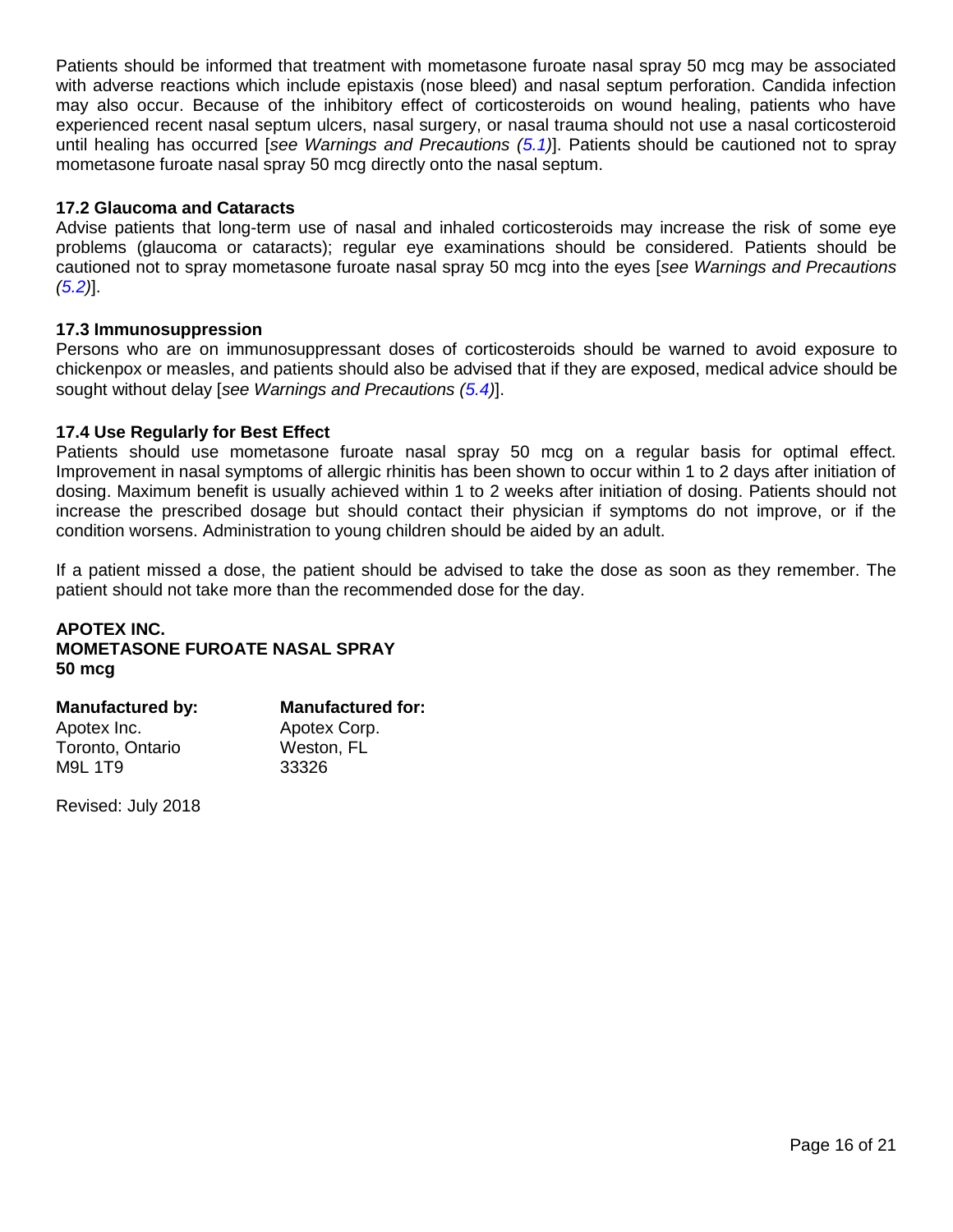Patients should be informed that treatment with mometasone furoate nasal spray 50 mcg may be associated with adverse reactions which include epistaxis (nose bleed) and nasal septum perforation. Candida infection may also occur. Because of the inhibitory effect of corticosteroids on wound healing, patients who have experienced recent nasal septum ulcers, nasal surgery, or nasal trauma should not use a nasal corticosteroid until healing has occurred [*see Warnings and Precautions (5.1)*]. Patients should be cautioned not to spray mometasone furoate nasal spray 50 mcg directly onto the nasal septum.

### 17.2 Glaucoma and Cataracts

Advise patients that long-term use of nasal and inhaled corticosteroids may increase the risk of some eye problems (glaucoma or cataracts); regular eye examinations should be considered. Patients should be cautioned not to spray mometasone furoate nasal spray 50 mcg into the eyes [*see Warnings and Precautions (5.2)*].

### 17.3 Immunosuppression

Persons who are on immunosuppressant doses of corticosteroids should be warned to avoid exposure to chickenpox or measles, and patients should also be advised that if they are exposed, medical advice should be sought without delay [*see Warnings and Precautions (5.4)*].

### 17.4 Use Regularly for Best Effect

Patients should use mometasone furoate nasal spray 50 mcg on a regular basis for optimal effect. Improvement in nasal symptoms of allergic rhinitis has been shown to occur within 1 to 2 days after initiation of dosing. Maximum benefit is usually achieved within 1 to 2 weeks after initiation of dosing. Patients should not increase the prescribed dosage but should contact their physician if symptoms do not improve, or if the condition worsens. Administration to young children should be aided by an adult.

If a patient missed a dose, the patient should be advised to take the dose as soon as they remember. The patient should not take more than the recommended dose for the day.

**APOTEX INC.**
**MOMETASONE FUROATE NASAL SPRAY**
**50 mcg**

| **Manufactured by:** | **Manufactured for:** |
|---|---|
| Apotex Inc. | Apotex Corp. |
| Toronto, Ontario | Weston, FL |
| M9L 1T9 | 33326 |

Revised: July 2018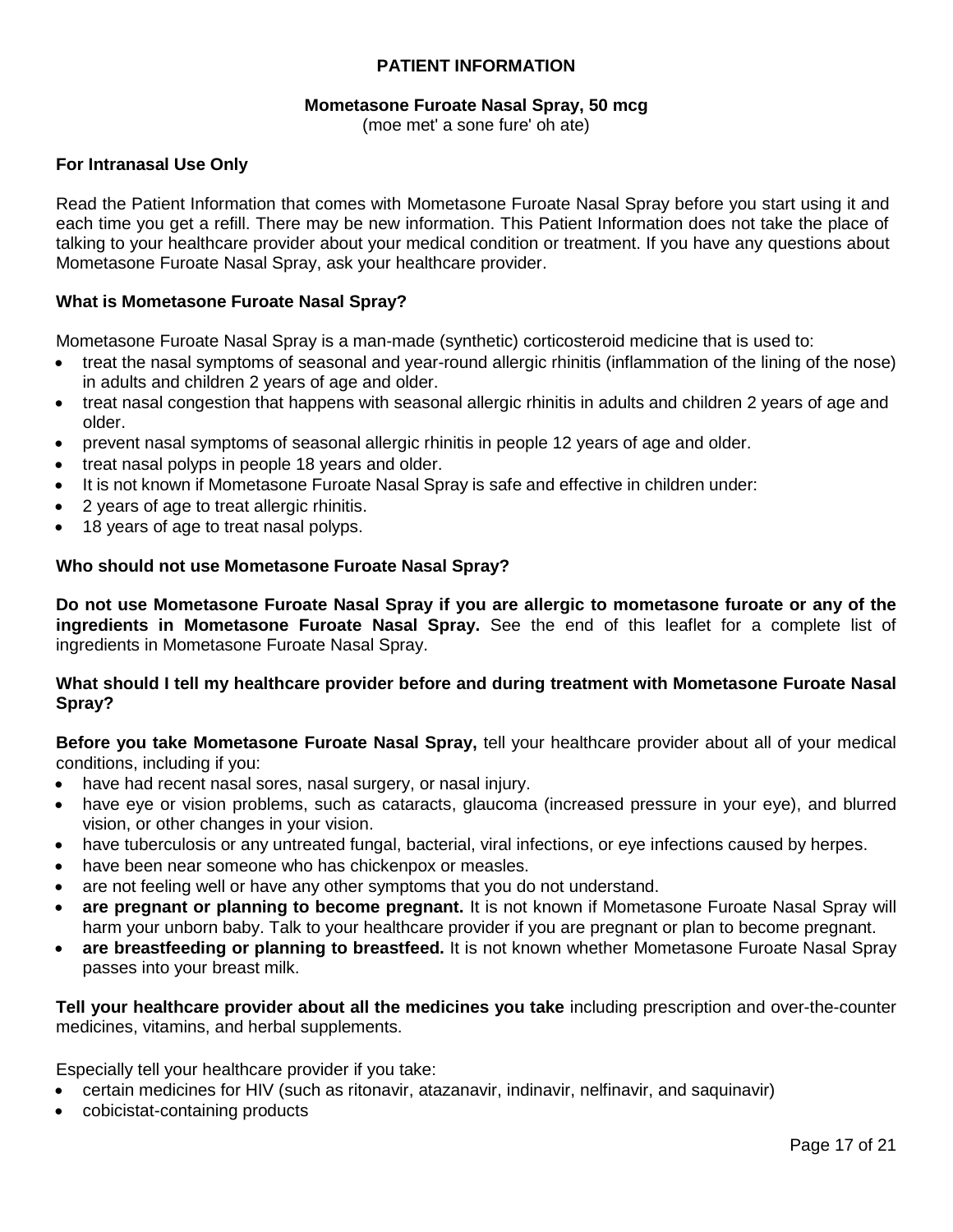# PATIENT INFORMATION

## Mometasone Furoate Nasal Spray, 50 mcg

(moe met' a sone fure' oh ate)

**For Intranasal Use Only**

Read the Patient Information that comes with Mometasone Furoate Nasal Spray before you start using it and each time you get a refill. There may be new information. This Patient Information does not take the place of talking to your healthcare provider about your medical condition or treatment. If you have any questions about Mometasone Furoate Nasal Spray, ask your healthcare provider.

### What is Mometasone Furoate Nasal Spray?

Mometasone Furoate Nasal Spray is a man-made (synthetic) corticosteroid medicine that is used to:

- treat the nasal symptoms of seasonal and year-round allergic rhinitis (inflammation of the lining of the nose) in adults and children 2 years of age and older.
- treat nasal congestion that happens with seasonal allergic rhinitis in adults and children 2 years of age and older.
- prevent nasal symptoms of seasonal allergic rhinitis in people 12 years of age and older.
- treat nasal polyps in people 18 years and older.
- It is not known if Mometasone Furoate Nasal Spray is safe and effective in children under:
- 2 years of age to treat allergic rhinitis.
- 18 years of age to treat nasal polyps.

### Who should not use Mometasone Furoate Nasal Spray?

**Do not use Mometasone Furoate Nasal Spray if you are allergic to mometasone furoate or any of the ingredients in Mometasone Furoate Nasal Spray.** See the end of this leaflet for a complete list of ingredients in Mometasone Furoate Nasal Spray.

### What should I tell my healthcare provider before and during treatment with Mometasone Furoate Nasal Spray?

**Before you take Mometasone Furoate Nasal Spray,** tell your healthcare provider about all of your medical conditions, including if you:

- have had recent nasal sores, nasal surgery, or nasal injury.
- have eye or vision problems, such as cataracts, glaucoma (increased pressure in your eye), and blurred vision, or other changes in your vision.
- have tuberculosis or any untreated fungal, bacterial, viral infections, or eye infections caused by herpes.
- have been near someone who has chickenpox or measles.
- are not feeling well or have any other symptoms that you do not understand.
- **are pregnant or planning to become pregnant.** It is not known if Mometasone Furoate Nasal Spray will harm your unborn baby. Talk to your healthcare provider if you are pregnant or plan to become pregnant.
- **are breastfeeding or planning to breastfeed.** It is not known whether Mometasone Furoate Nasal Spray passes into your breast milk.

**Tell your healthcare provider about all the medicines you take** including prescription and over-the-counter medicines, vitamins, and herbal supplements.

Especially tell your healthcare provider if you take:

- certain medicines for HIV (such as ritonavir, atazanavir, indinavir, nelfinavir, and saquinavir)
- cobicistat-containing products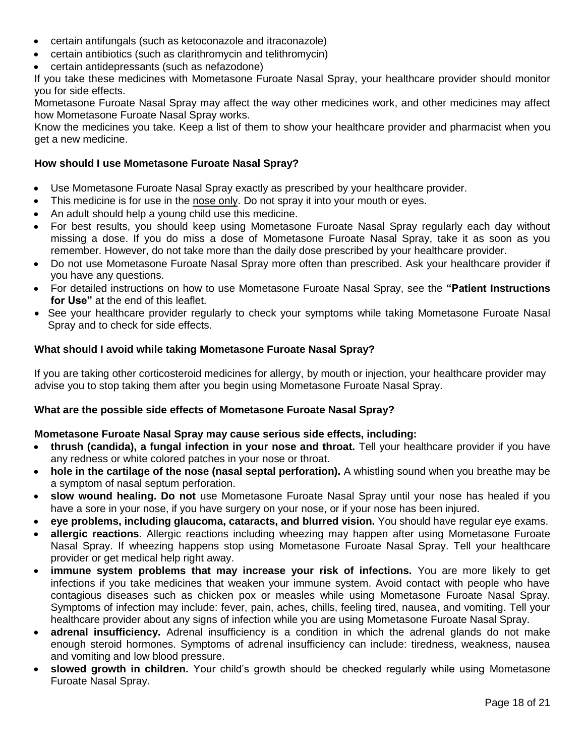- certain antifungals (such as ketoconazole and itraconazole)
- certain antibiotics (such as clarithromycin and telithromycin)
- certain antidepressants (such as nefazodone)

If you take these medicines with Mometasone Furoate Nasal Spray, your healthcare provider should monitor you for side effects.

Mometasone Furoate Nasal Spray may affect the way other medicines work, and other medicines may affect how Mometasone Furoate Nasal Spray works.

Know the medicines you take. Keep a list of them to show your healthcare provider and pharmacist when you get a new medicine.

**How should I use Mometasone Furoate Nasal Spray?**

- Use Mometasone Furoate Nasal Spray exactly as prescribed by your healthcare provider.
- This medicine is for use in the nose only. Do not spray it into your mouth or eyes.
- An adult should help a young child use this medicine.
- For best results, you should keep using Mometasone Furoate Nasal Spray regularly each day without missing a dose. If you do miss a dose of Mometasone Furoate Nasal Spray, take it as soon as you remember. However, do not take more than the daily dose prescribed by your healthcare provider.
- Do not use Mometasone Furoate Nasal Spray more often than prescribed. Ask your healthcare provider if you have any questions.
- For detailed instructions on how to use Mometasone Furoate Nasal Spray, see the **"Patient Instructions for Use"** at the end of this leaflet.
- See your healthcare provider regularly to check your symptoms while taking Mometasone Furoate Nasal Spray and to check for side effects.

**What should I avoid while taking Mometasone Furoate Nasal Spray?**

If you are taking other corticosteroid medicines for allergy, by mouth or injection, your healthcare provider may advise you to stop taking them after you begin using Mometasone Furoate Nasal Spray.

**What are the possible side effects of Mometasone Furoate Nasal Spray?**

**Mometasone Furoate Nasal Spray may cause serious side effects, including:**

- **thrush (candida), a fungal infection in your nose and throat.** Tell your healthcare provider if you have any redness or white colored patches in your nose or throat.
- **hole in the cartilage of the nose (nasal septal perforation).** A whistling sound when you breathe may be a symptom of nasal septum perforation.
- **slow wound healing. Do not** use Mometasone Furoate Nasal Spray until your nose has healed if you have a sore in your nose, if you have surgery on your nose, or if your nose has been injured.
- **eye problems, including glaucoma, cataracts, and blurred vision.** You should have regular eye exams.
- **allergic reactions**. Allergic reactions including wheezing may happen after using Mometasone Furoate Nasal Spray. If wheezing happens stop using Mometasone Furoate Nasal Spray. Tell your healthcare provider or get medical help right away.
- **immune system problems that may increase your risk of infections.** You are more likely to get infections if you take medicines that weaken your immune system. Avoid contact with people who have contagious diseases such as chicken pox or measles while using Mometasone Furoate Nasal Spray. Symptoms of infection may include: fever, pain, aches, chills, feeling tired, nausea, and vomiting. Tell your healthcare provider about any signs of infection while you are using Mometasone Furoate Nasal Spray.
- **adrenal insufficiency.** Adrenal insufficiency is a condition in which the adrenal glands do not make enough steroid hormones. Symptoms of adrenal insufficiency can include: tiredness, weakness, nausea and vomiting and low blood pressure.
- **slowed growth in children.** Your child's growth should be checked regularly while using Mometasone Furoate Nasal Spray.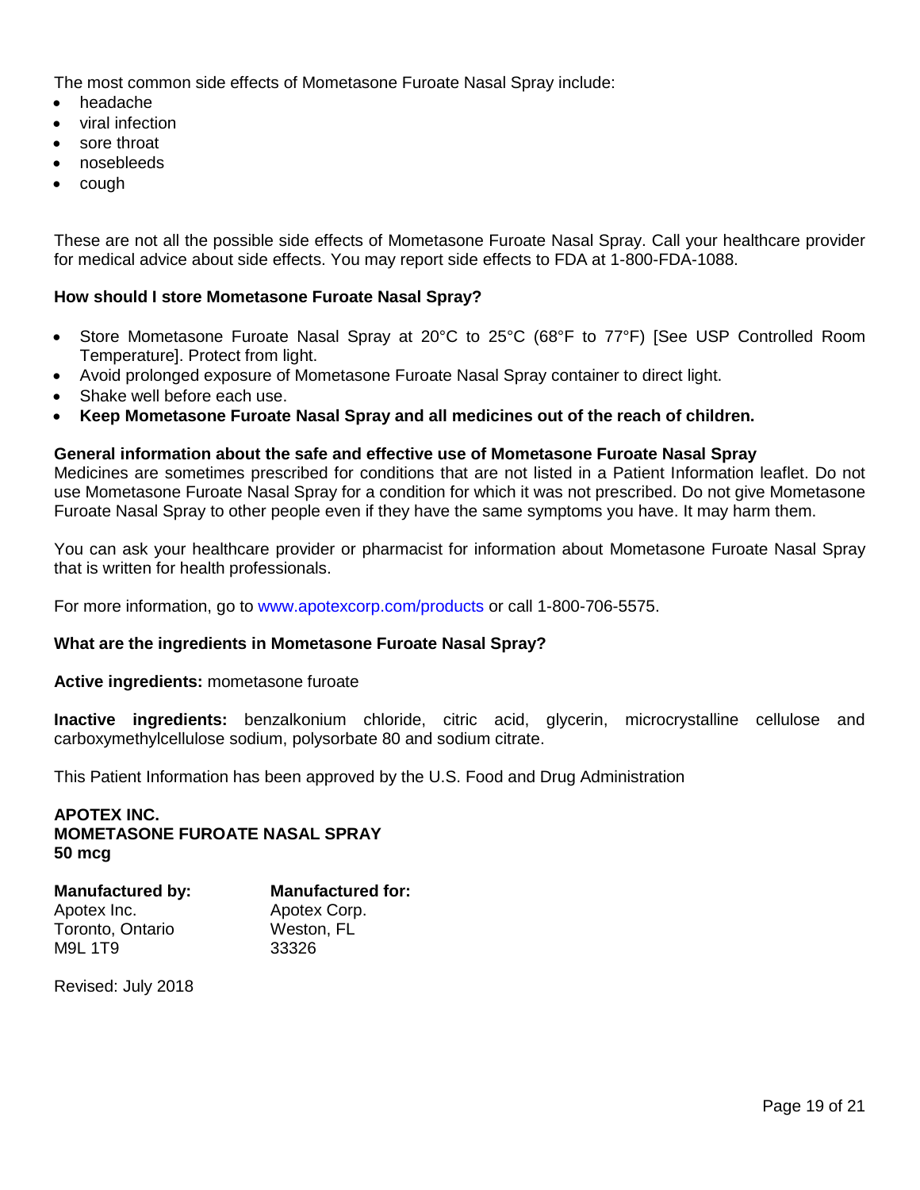The most common side effects of Mometasone Furoate Nasal Spray include:

- headache
- viral infection
- sore throat
- nosebleeds
- cough

These are not all the possible side effects of Mometasone Furoate Nasal Spray. Call your healthcare provider for medical advice about side effects. You may report side effects to FDA at 1-800-FDA-1088.

**How should I store Mometasone Furoate Nasal Spray?**

- Store Mometasone Furoate Nasal Spray at 20°C to 25°C (68°F to 77°F) [See USP Controlled Room Temperature]. Protect from light.
- Avoid prolonged exposure of Mometasone Furoate Nasal Spray container to direct light.
- Shake well before each use.
- **Keep Mometasone Furoate Nasal Spray and all medicines out of the reach of children.**

**General information about the safe and effective use of Mometasone Furoate Nasal Spray**
Medicines are sometimes prescribed for conditions that are not listed in a Patient Information leaflet. Do not use Mometasone Furoate Nasal Spray for a condition for which it was not prescribed. Do not give Mometasone Furoate Nasal Spray to other people even if they have the same symptoms you have. It may harm them.

You can ask your healthcare provider or pharmacist for information about Mometasone Furoate Nasal Spray that is written for health professionals.

For more information, go to www.apotexcorp.com/products or call 1-800-706-5575.

**What are the ingredients in Mometasone Furoate Nasal Spray?**

**Active ingredients:** mometasone furoate

**Inactive ingredients:** benzalkonium chloride, citric acid, glycerin, microcrystalline cellulose and carboxymethylcellulose sodium, polysorbate 80 and sodium citrate.

This Patient Information has been approved by the U.S. Food and Drug Administration

**APOTEX INC.**
**MOMETASONE FUROATE NASAL SPRAY**
**50 mcg**

**Manufactured by:**
Apotex Inc.
Toronto, Ontario
M9L 1T9

**Manufactured for:**
Apotex Corp.
Weston, FL
33326

Revised: July 2018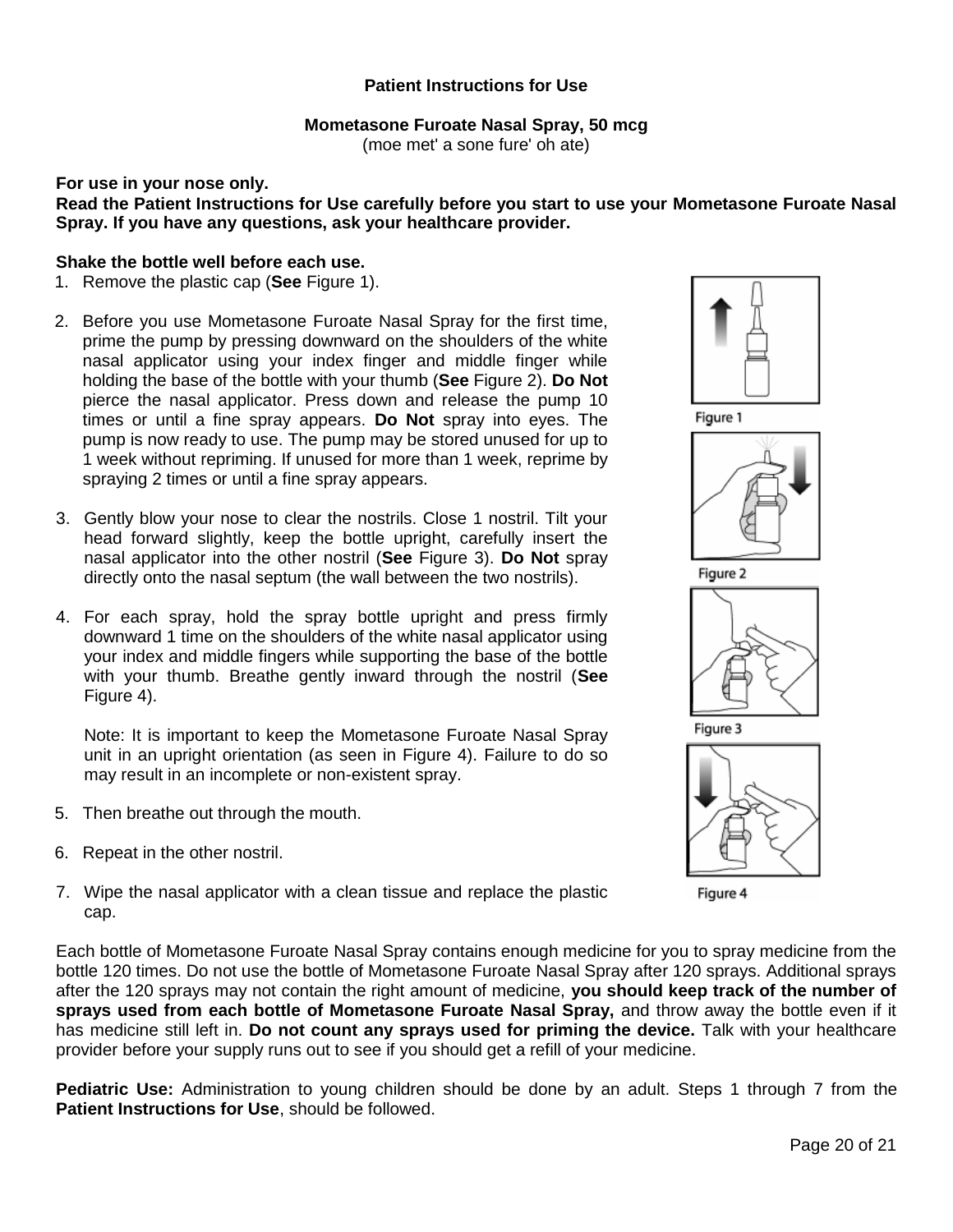# Patient Instructions for Use

## Mometasone Furoate Nasal Spray, 50 mcg

(moe met' a sone fure' oh ate)

**For use in your nose only.**

**Read the Patient Instructions for Use carefully before you start to use your Mometasone Furoate Nasal Spray. If you have any questions, ask your healthcare provider.**

**Shake the bottle well before each use.**

1. Remove the plastic cap (**See** Figure 1).

2. Before you use Mometasone Furoate Nasal Spray for the first time, prime the pump by pressing downward on the shoulders of the white nasal applicator using your index finger and middle finger while holding the base of the bottle with your thumb (**See** Figure 2). **Do Not** pierce the nasal applicator. Press down and release the pump 10 times or until a fine spray appears. **Do Not** spray into eyes. The pump is now ready to use. The pump may be stored unused for up to 1 week without repriming. If unused for more than 1 week, reprime by spraying 2 times or until a fine spray appears.

3. Gently blow your nose to clear the nostrils. Close 1 nostril. Tilt your head forward slightly, keep the bottle upright, carefully insert the nasal applicator into the other nostril (**See** Figure 3). **Do Not** spray directly onto the nasal septum (the wall between the two nostrils).

4. For each spray, hold the spray bottle upright and press firmly downward 1 time on the shoulders of the white nasal applicator using your index and middle fingers while supporting the base of the bottle with your thumb. Breathe gently inward through the nostril (**See** Figure 4).

   Note: It is important to keep the Mometasone Furoate Nasal Spray unit in an upright orientation (as seen in Figure 4). Failure to do so may result in an incomplete or non-existent spray.

5. Then breathe out through the mouth.

6. Repeat in the other nostril.

7. Wipe the nasal applicator with a clean tissue and replace the plastic cap.

Figure 1

Figure 2

Figure 3

Figure 4

Each bottle of Mometasone Furoate Nasal Spray contains enough medicine for you to spray medicine from the bottle 120 times. Do not use the bottle of Mometasone Furoate Nasal Spray after 120 sprays. Additional sprays after the 120 sprays may not contain the right amount of medicine, **you should keep track of the number of sprays used from each bottle of Mometasone Furoate Nasal Spray,** and throw away the bottle even if it has medicine still left in. **Do not count any sprays used for priming the device.** Talk with your healthcare provider before your supply runs out to see if you should get a refill of your medicine.

**Pediatric Use:** Administration to young children should be done by an adult. Steps 1 through 7 from the **Patient Instructions for Use**, should be followed.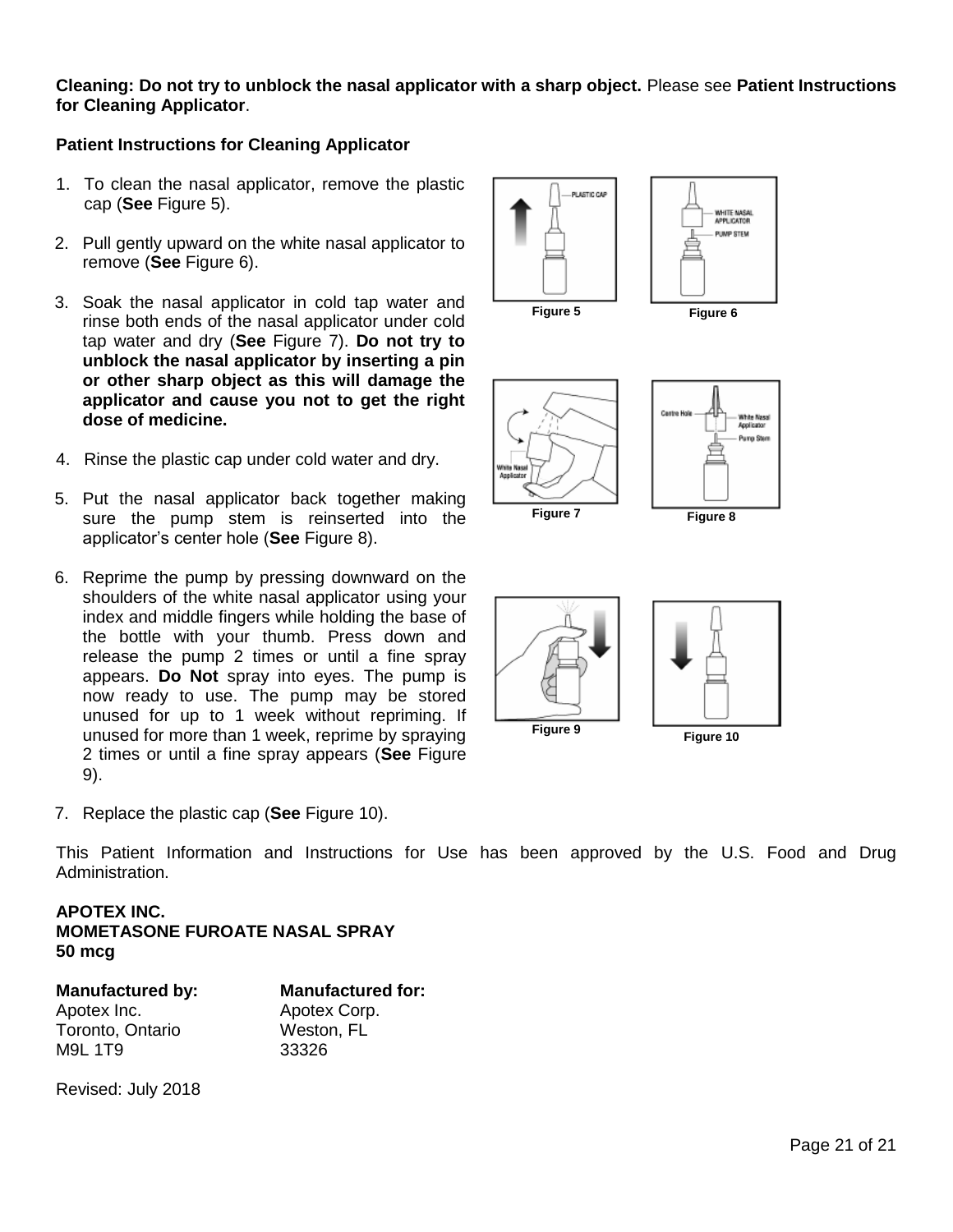**Cleaning: Do not try to unblock the nasal applicator with a sharp object.** Please see **Patient Instructions for Cleaning Applicator**.

**Patient Instructions for Cleaning Applicator**

1. To clean the nasal applicator, remove the plastic cap (**See** Figure 5).
2. Pull gently upward on the white nasal applicator to remove (**See** Figure 6).
3. Soak the nasal applicator in cold tap water and rinse both ends of the nasal applicator under cold tap water and dry (**See** Figure 7). **Do not try to unblock the nasal applicator by inserting a pin or other sharp object as this will damage the applicator and cause you not to get the right dose of medicine.**
4. Rinse the plastic cap under cold water and dry.
5. Put the nasal applicator back together making sure the pump stem is reinserted into the applicator's center hole (**See** Figure 8).
6. Reprime the pump by pressing downward on the shoulders of the white nasal applicator using your index and middle fingers while holding the base of the bottle with your thumb. Press down and release the pump 2 times or until a fine spray appears. **Do Not** spray into eyes. The pump is now ready to use. The pump may be stored unused for up to 1 week without repriming. If unused for more than 1 week, reprime by spraying 2 times or until a fine spray appears (**See** Figure 9).
7. Replace the plastic cap (**See** Figure 10).

PLASTIC CAP

Figure 5

WHITE NASAL APPLICATOR

PUMP STEM

Figure 6

White Nasal Applicator

Figure 7

Centre Hole

White Nasal Applicator

Pump Stem

Figure 8

Figure 9

Figure 10

This Patient Information and Instructions for Use has been approved by the U.S. Food and Drug Administration.

**APOTEX INC.**
**MOMETASONE FUROATE NASAL SPRAY**
**50 mcg**

| **Manufactured by:** | **Manufactured for:** |
| --- | --- |
| Apotex Inc. | Apotex Corp. |
| Toronto, Ontario | Weston, FL |
| M9L 1T9 | 33326 |

Revised: July 2018